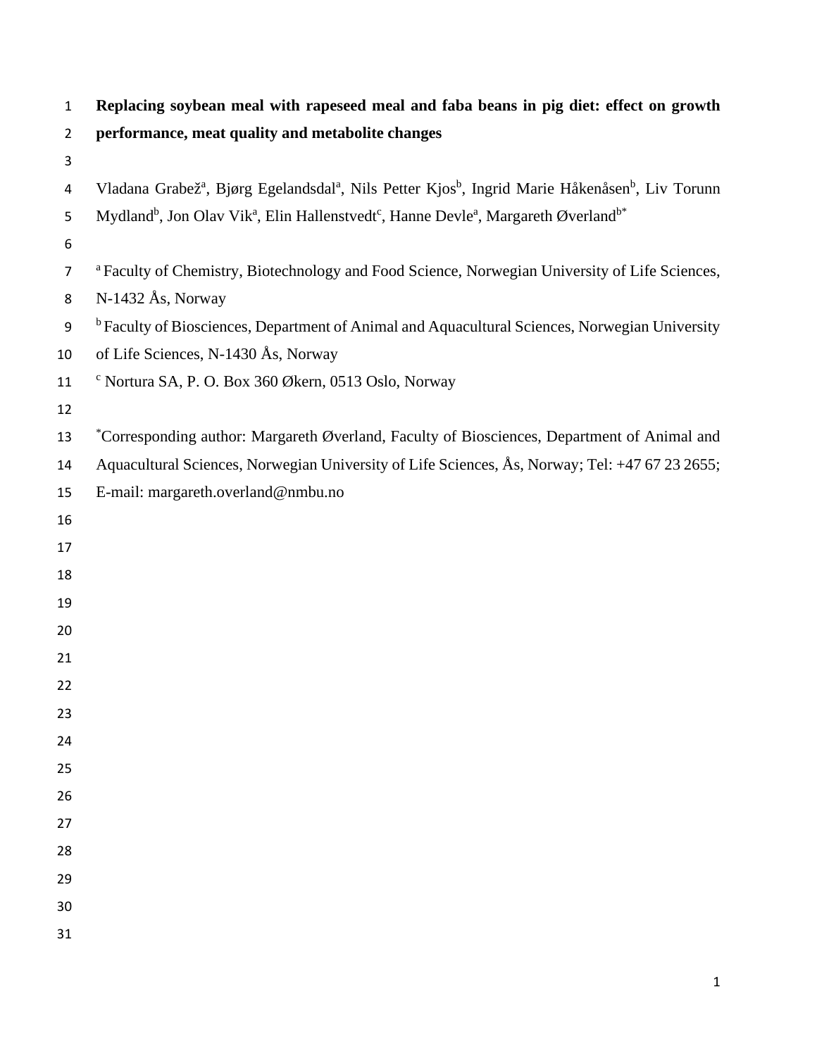# Replacing soybean meal with rapeseed meal and faba beans in pig diet: effect on growth performance, meat quality and metabolite changes

Vladana Grabež[a], Bjørg Egelandsdal[a], Nils Petter Kjos[b], Ingrid Marie Håkenåsen[b], Liv Torunn Mydland[b], Jon Olav Vik[a], Elin Hallenstvedt[c], Hanne Devle[a], Margareth Øverland[b*]

[a] Faculty of Chemistry, Biotechnology and Food Science, Norwegian University of Life Sciences, N-1432 Ås, Norway

[b] Faculty of Biosciences, Department of Animal and Aquacultural Sciences, Norwegian University of Life Sciences, N-1430 Ås, Norway

[c] Nortura SA, P. O. Box 360 Økern, 0513 Oslo, Norway

[*]Corresponding author: Margareth Øverland, Faculty of Biosciences, Department of Animal and Aquacultural Sciences, Norwegian University of Life Sciences, Ås, Norway; Tel: +47 67 23 2655; E-mail: margareth.overland@nmbu.no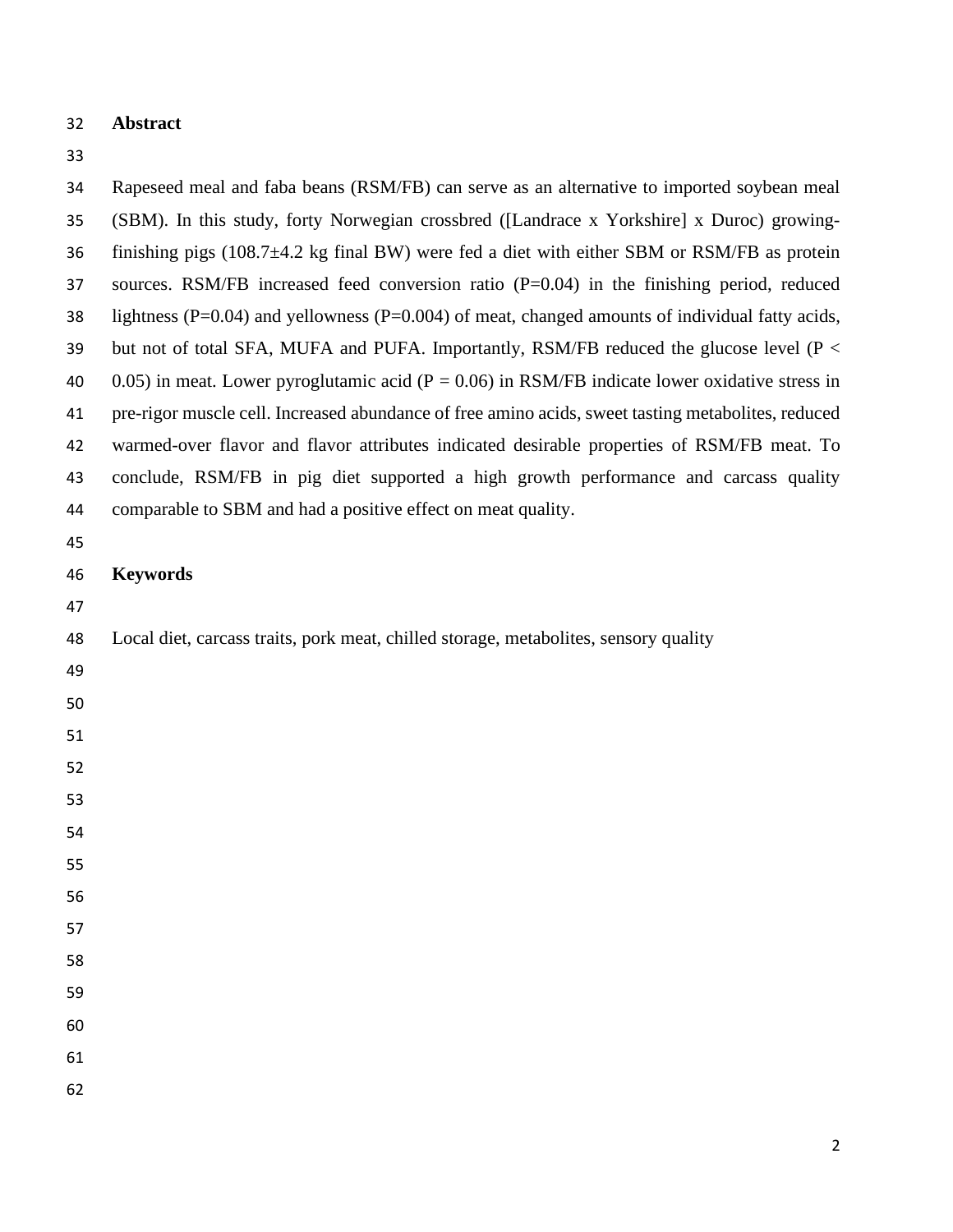## Abstract

Rapeseed meal and faba beans (RSM/FB) can serve as an alternative to imported soybean meal (SBM). In this study, forty Norwegian crossbred ([Landrace x Yorkshire] x Duroc) growing-finishing pigs (108.7±4.2 kg final BW) were fed a diet with either SBM or RSM/FB as protein sources. RSM/FB increased feed conversion ratio ($P=0.04$) in the finishing period, reduced lightness ($P=0.04$) and yellowness ($P=0.004$) of meat, changed amounts of individual fatty acids, but not of total SFA, MUFA and PUFA. Importantly, RSM/FB reduced the glucose level ($P < 0.05$) in meat. Lower pyroglutamic acid ($P = 0.06$) in RSM/FB indicate lower oxidative stress in pre-rigor muscle cell. Increased abundance of free amino acids, sweet tasting metabolites, reduced warmed-over flavor and flavor attributes indicated desirable properties of RSM/FB meat. To conclude, RSM/FB in pig diet supported a high growth performance and carcass quality comparable to SBM and had a positive effect on meat quality.

## Keywords

Local diet, carcass traits, pork meat, chilled storage, metabolites, sensory quality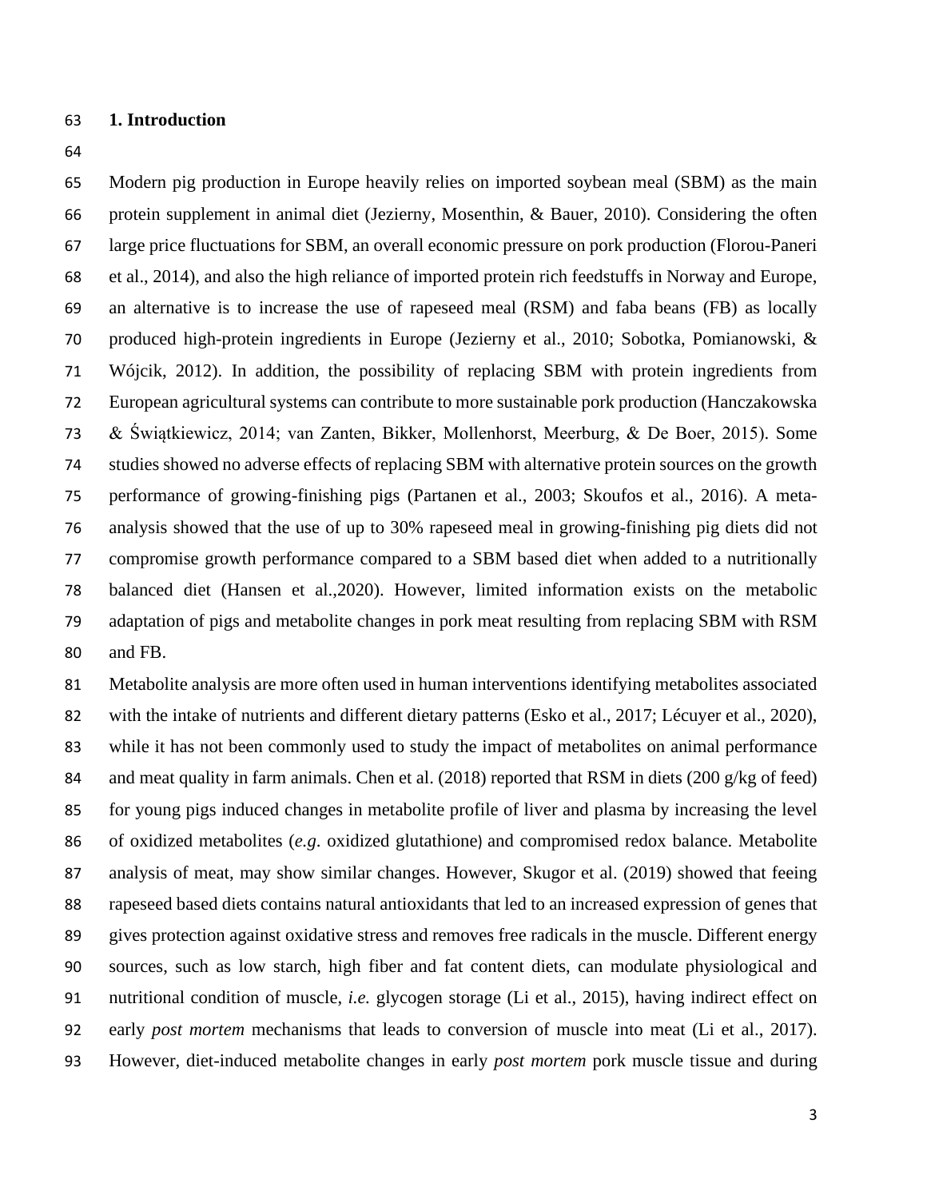# 1. Introduction

Modern pig production in Europe heavily relies on imported soybean meal (SBM) as the main protein supplement in animal diet (Jezierny, Mosenthin, & Bauer, 2010). Considering the often large price fluctuations for SBM, an overall economic pressure on pork production (Florou-Paneri et al., 2014), and also the high reliance of imported protein rich feedstuffs in Norway and Europe, an alternative is to increase the use of rapeseed meal (RSM) and faba beans (FB) as locally produced high-protein ingredients in Europe (Jezierny et al., 2010; Sobotka, Pomianowski, & Wójcik, 2012). In addition, the possibility of replacing SBM with protein ingredients from European agricultural systems can contribute to more sustainable pork production (Hanczakowska & Świątkiewicz, 2014; van Zanten, Bikker, Mollenhorst, Meerburg, & De Boer, 2015). Some studies showed no adverse effects of replacing SBM with alternative protein sources on the growth performance of growing-finishing pigs (Partanen et al., 2003; Skoufos et al., 2016). A meta-analysis showed that the use of up to 30% rapeseed meal in growing-finishing pig diets did not compromise growth performance compared to a SBM based diet when added to a nutritionally balanced diet (Hansen et al.,2020). However, limited information exists on the metabolic adaptation of pigs and metabolite changes in pork meat resulting from replacing SBM with RSM and FB.

Metabolite analysis are more often used in human interventions identifying metabolites associated with the intake of nutrients and different dietary patterns (Esko et al., 2017; Lécuyer et al., 2020), while it has not been commonly used to study the impact of metabolites on animal performance and meat quality in farm animals. Chen et al. (2018) reported that RSM in diets (200 g/kg of feed) for young pigs induced changes in metabolite profile of liver and plasma by increasing the level of oxidized metabolites (*e.g.* oxidized glutathione) and compromised redox balance. Metabolite analysis of meat, may show similar changes. However, Skugor et al. (2019) showed that feeing rapeseed based diets contains natural antioxidants that led to an increased expression of genes that gives protection against oxidative stress and removes free radicals in the muscle. Different energy sources, such as low starch, high fiber and fat content diets, can modulate physiological and nutritional condition of muscle, *i.e.* glycogen storage (Li et al., 2015), having indirect effect on early *post mortem* mechanisms that leads to conversion of muscle into meat (Li et al., 2017). However, diet-induced metabolite changes in early *post mortem* pork muscle tissue and during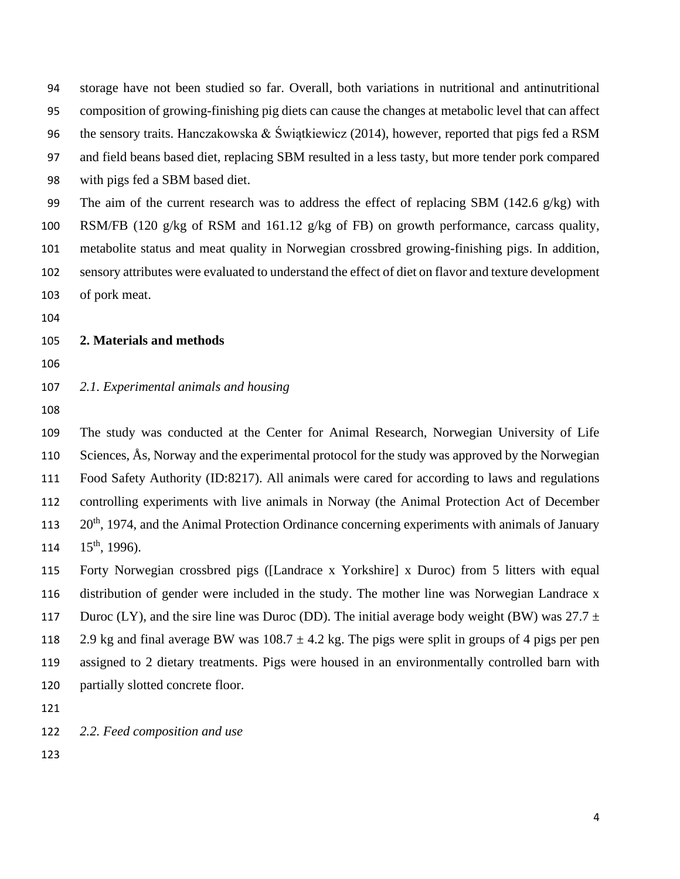storage have not been studied so far. Overall, both variations in nutritional and antinutritional composition of growing-finishing pig diets can cause the changes at metabolic level that can affect the sensory traits. Hanczakowska & Świątkiewicz (2014), however, reported that pigs fed a RSM and field beans based diet, replacing SBM resulted in a less tasty, but more tender pork compared with pigs fed a SBM based diet.

The aim of the current research was to address the effect of replacing SBM (142.6 g/kg) with RSM/FB (120 g/kg of RSM and 161.12 g/kg of FB) on growth performance, carcass quality, metabolite status and meat quality in Norwegian crossbred growing-finishing pigs. In addition, sensory attributes were evaluated to understand the effect of diet on flavor and texture development of pork meat.

## 2. Materials and methods

### *2.1. Experimental animals and housing*

The study was conducted at the Center for Animal Research, Norwegian University of Life Sciences, Ås, Norway and the experimental protocol for the study was approved by the Norwegian Food Safety Authority (ID:8217). All animals were cared for according to laws and regulations controlling experiments with live animals in Norway (the Animal Protection Act of December 20th, 1974, and the Animal Protection Ordinance concerning experiments with animals of January 15th, 1996).

Forty Norwegian crossbred pigs ([Landrace x Yorkshire] x Duroc) from 5 litters with equal distribution of gender were included in the study. The mother line was Norwegian Landrace x Duroc (LY), and the sire line was Duroc (DD). The initial average body weight (BW) was 27.7 ± 2.9 kg and final average BW was 108.7 ± 4.2 kg. The pigs were split in groups of 4 pigs per pen assigned to 2 dietary treatments. Pigs were housed in an environmentally controlled barn with partially slotted concrete floor.

### *2.2. Feed composition and use*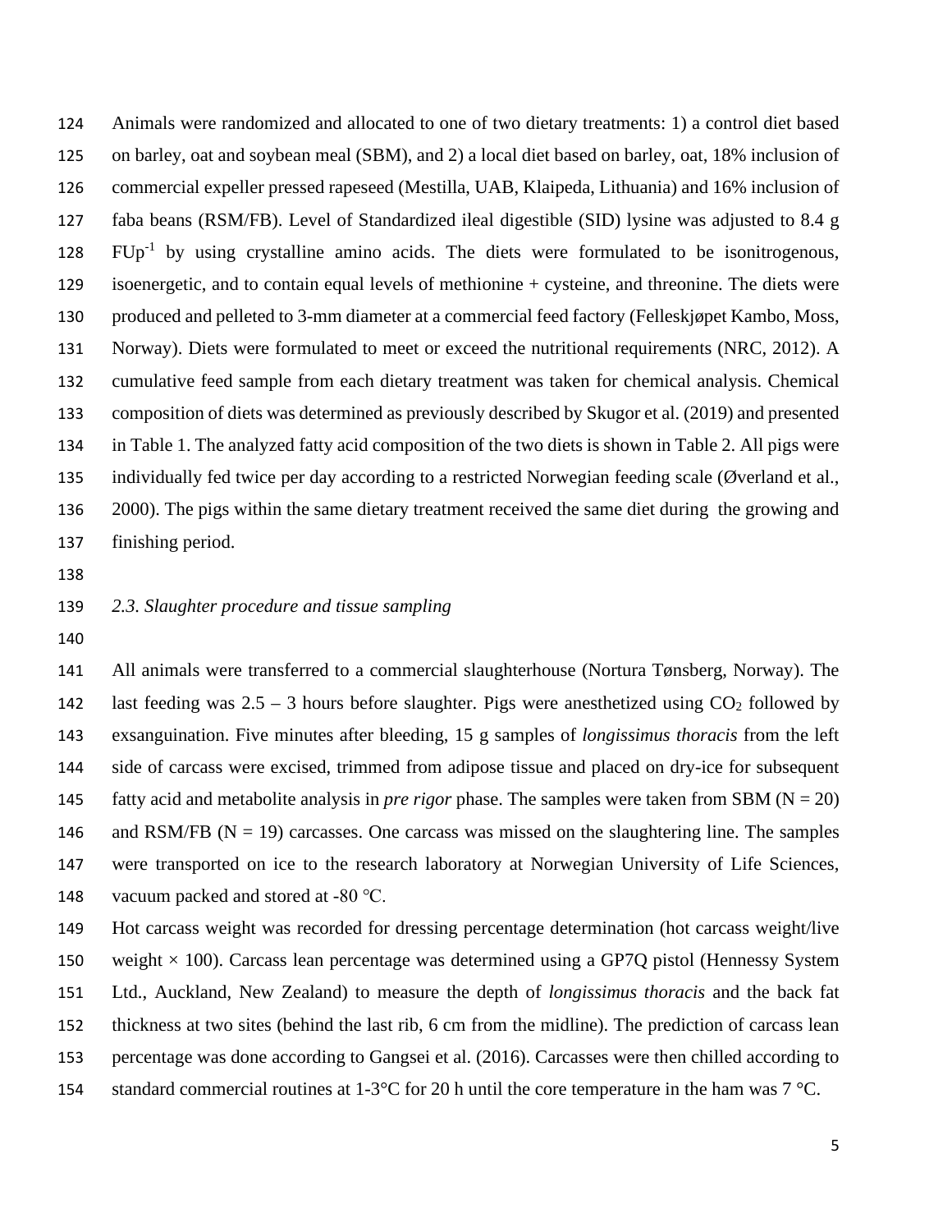Animals were randomized and allocated to one of two dietary treatments: 1) a control diet based on barley, oat and soybean meal (SBM), and 2) a local diet based on barley, oat, 18% inclusion of commercial expeller pressed rapeseed (Mestilla, UAB, Klaipeda, Lithuania) and 16% inclusion of faba beans (RSM/FB). Level of Standardized ileal digestible (SID) lysine was adjusted to 8.4 g $FUp^{-1}$ by using crystalline amino acids. The diets were formulated to be isonitrogenous, isoenergetic, and to contain equal levels of methionine + cysteine, and threonine. The diets were produced and pelleted to 3-mm diameter at a commercial feed factory (Felleskjøpet Kambo, Moss, Norway). Diets were formulated to meet or exceed the nutritional requirements (NRC, 2012). A cumulative feed sample from each dietary treatment was taken for chemical analysis. Chemical composition of diets was determined as previously described by Skugor et al. (2019) and presented in Table 1. The analyzed fatty acid composition of the two diets is shown in Table 2. All pigs were individually fed twice per day according to a restricted Norwegian feeding scale (Øverland et al., 2000). The pigs within the same dietary treatment received the same diet during the growing and finishing period.

### *2.3. Slaughter procedure and tissue sampling*

All animals were transferred to a commercial slaughterhouse (Nortura Tønsberg, Norway). The last feeding was 2.5 – 3 hours before slaughter. Pigs were anesthetized using $CO_2$ followed by exsanguination. Five minutes after bleeding, 15 g samples of *longissimus thoracis* from the left side of carcass were excised, trimmed from adipose tissue and placed on dry-ice for subsequent fatty acid and metabolite analysis in *pre rigor* phase. The samples were taken from SBM (N = 20) and RSM/FB (N = 19) carcasses. One carcass was missed on the slaughtering line. The samples were transported on ice to the research laboratory at Norwegian University of Life Sciences, vacuum packed and stored at -80 ℃.

Hot carcass weight was recorded for dressing percentage determination (hot carcass weight/live weight × 100). Carcass lean percentage was determined using a GP7Q pistol (Hennessy System Ltd., Auckland, New Zealand) to measure the depth of *longissimus thoracis* and the back fat thickness at two sites (behind the last rib, 6 cm from the midline). The prediction of carcass lean percentage was done according to Gangsei et al. (2016). Carcasses were then chilled according to standard commercial routines at 1-3°C for 20 h until the core temperature in the ham was 7 °C.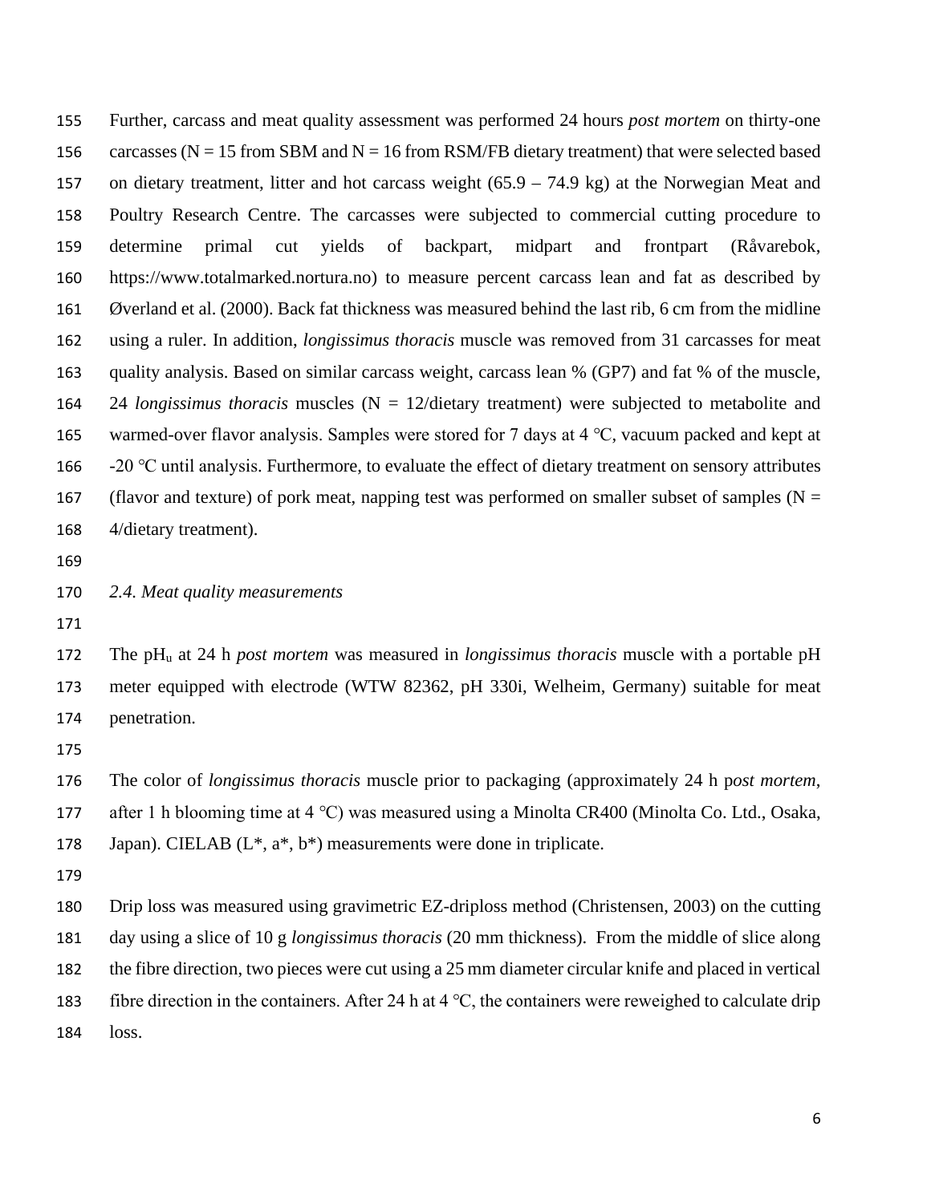Further, carcass and meat quality assessment was performed 24 hours *post mortem* on thirty-one carcasses (N = 15 from SBM and N = 16 from RSM/FB dietary treatment) that were selected based on dietary treatment, litter and hot carcass weight (65.9 – 74.9 kg) at the Norwegian Meat and Poultry Research Centre. The carcasses were subjected to commercial cutting procedure to determine primal cut yields of backpart, midpart and frontpart (Råvarebok, https://www.totalmarked.nortura.no) to measure percent carcass lean and fat as described by Øverland et al. (2000). Back fat thickness was measured behind the last rib, 6 cm from the midline using a ruler. In addition, *longissimus thoracis* muscle was removed from 31 carcasses for meat quality analysis. Based on similar carcass weight, carcass lean % (GP7) and fat % of the muscle, 24 *longissimus thoracis* muscles (N = 12/dietary treatment) were subjected to metabolite and warmed-over flavor analysis. Samples were stored for 7 days at 4 °C, vacuum packed and kept at -20 °C until analysis. Furthermore, to evaluate the effect of dietary treatment on sensory attributes (flavor and texture) of pork meat, napping test was performed on smaller subset of samples (N = 4/dietary treatment).

### *2.4. Meat quality measurements*

The $pH_u$ at 24 h *post mortem* was measured in *longissimus thoracis* muscle with a portable pH meter equipped with electrode (WTW 82362, pH 330i, Welheim, Germany) suitable for meat penetration.

The color of *longissimus thoracis* muscle prior to packaging (approximately 24 h p*ost mortem*, after 1 h blooming time at 4 °C) was measured using a Minolta CR400 (Minolta Co. Ltd., Osaka, Japan). CIELAB (L*, a*, b*) measurements were done in triplicate.

Drip loss was measured using gravimetric EZ-driploss method (Christensen, 2003) on the cutting day using a slice of 10 g *longissimus thoracis* (20 mm thickness). From the middle of slice along the fibre direction, two pieces were cut using a 25 mm diameter circular knife and placed in vertical fibre direction in the containers. After 24 h at 4 °C, the containers were reweighed to calculate drip loss.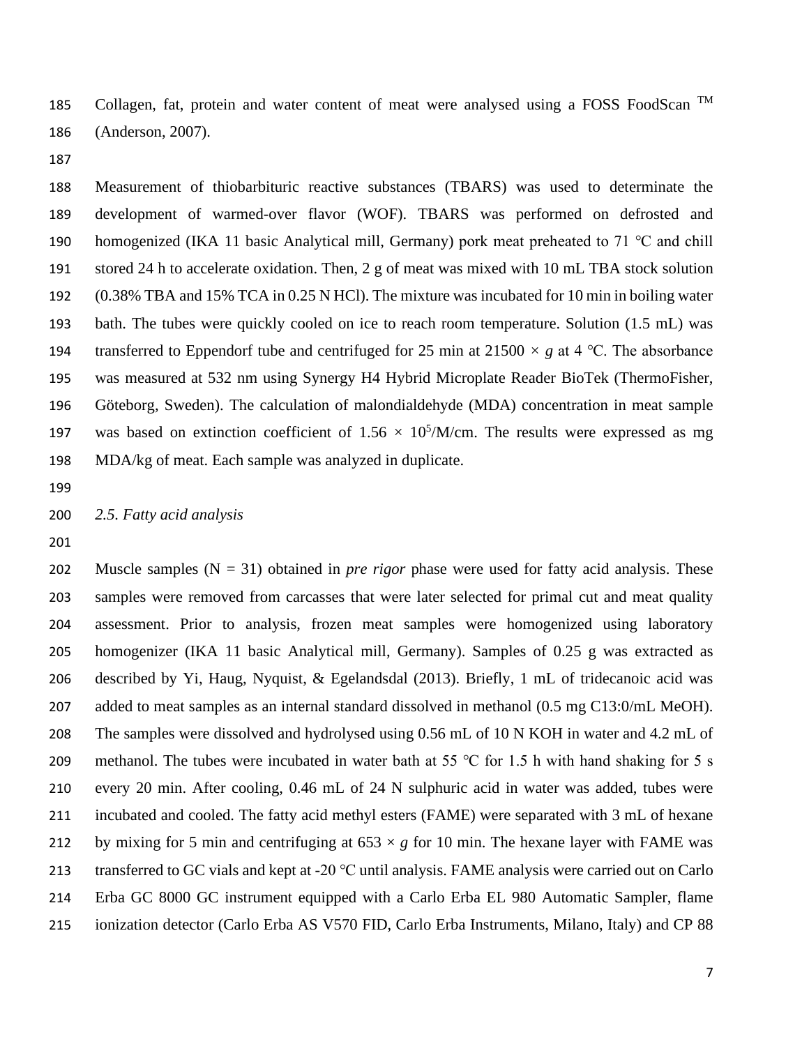Collagen, fat, protein and water content of meat were analysed using a FOSS FoodScan ™ (Anderson, 2007).

Measurement of thiobarbituric reactive substances (TBARS) was used to determine the development of warmed-over flavor (WOF). TBARS was performed on defrosted and homogenized (IKA 11 basic Analytical mill, Germany) pork meat preheated to 71 ℃ and chill stored 24 h to accelerate oxidation. Then, 2 g of meat was mixed with 10 mL TBA stock solution (0.38% TBA and 15% TCA in 0.25 N HCl). The mixture was incubated for 10 min in boiling water bath. The tubes were quickly cooled on ice to reach room temperature. Solution (1.5 mL) was transferred to Eppendorf tube and centrifuged for 25 min at 21500 × *g* at 4 ℃. The absorbance was measured at 532 nm using Synergy H4 Hybrid Microplate Reader BioTek (ThermoFisher, Göteborg, Sweden). The calculation of malondialdehyde (MDA) concentration in meat sample was based on extinction coefficient of $1.56 \times 10^5$/M/cm. The results were expressed as mg MDA/kg of meat. Each sample was analyzed in duplicate.

### *2.5. Fatty acid analysis*

Muscle samples (N = 31) obtained in *pre rigor* phase were used for fatty acid analysis. These samples were removed from carcasses that were later selected for primal cut and meat quality assessment. Prior to analysis, frozen meat samples were homogenized using laboratory homogenizer (IKA 11 basic Analytical mill, Germany). Samples of 0.25 g was extracted as described by Yi, Haug, Nyquist, & Egelandsdal (2013). Briefly, 1 mL of tridecanoic acid was added to meat samples as an internal standard dissolved in methanol (0.5 mg C13:0/mL MeOH). The samples were dissolved and hydrolysed using 0.56 mL of 10 N KOH in water and 4.2 mL of methanol. The tubes were incubated in water bath at 55 ℃ for 1.5 h with hand shaking for 5 s every 20 min. After cooling, 0.46 mL of 24 N sulphuric acid in water was added, tubes were incubated and cooled. The fatty acid methyl esters (FAME) were separated with 3 mL of hexane by mixing for 5 min and centrifuging at 653 × *g* for 10 min. The hexane layer with FAME was transferred to GC vials and kept at -20 ℃ until analysis. FAME analysis were carried out on Carlo Erba GC 8000 GC instrument equipped with a Carlo Erba EL 980 Automatic Sampler, flame ionization detector (Carlo Erba AS V570 FID, Carlo Erba Instruments, Milano, Italy) and CP 88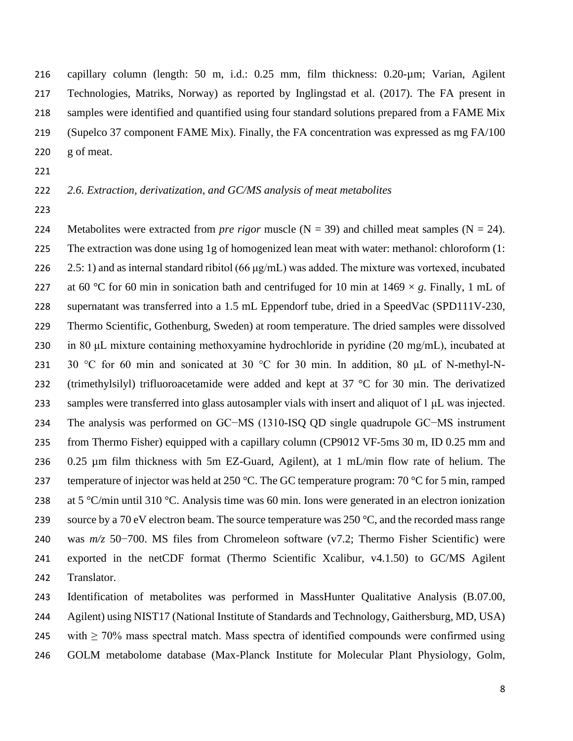capillary column (length: 50 m, i.d.: 0.25 mm, film thickness: 0.20-µm; Varian, Agilent Technologies, Matriks, Norway) as reported by Inglingstad et al. (2017). The FA present in samples were identified and quantified using four standard solutions prepared from a FAME Mix (Supelco 37 component FAME Mix). Finally, the FA concentration was expressed as mg FA/100 g of meat.

### *2.6. Extraction, derivatization, and GC/MS analysis of meat metabolites*

Metabolites were extracted from *pre rigor* muscle (N = 39) and chilled meat samples (N = 24). The extraction was done using 1g of homogenized lean meat with water: methanol: chloroform (1: 2.5: 1) and as internal standard ribitol (66 µg/mL) was added. The mixture was vortexed, incubated at 60 °C for 60 min in sonication bath and centrifuged for 10 min at 1469 × *g*. Finally, 1 mL of supernatant was transferred into a 1.5 mL Eppendorf tube, dried in a SpeedVac (SPD111V-230, Thermo Scientific, Gothenburg, Sweden) at room temperature. The dried samples were dissolved in 80 µL mixture containing methoxyamine hydrochloride in pyridine (20 mg/mL), incubated at 30 °C for 60 min and sonicated at 30 °C for 30 min. In addition, 80 µL of N-methyl-N-(trimethylsilyl) trifluoroacetamide were added and kept at 37 °C for 30 min. The derivatized samples were transferred into glass autosampler vials with insert and aliquot of 1 µL was injected. The analysis was performed on GC−MS (1310-ISQ QD single quadrupole GC−MS instrument from Thermo Fisher) equipped with a capillary column (CP9012 VF-5ms 30 m, ID 0.25 mm and 0.25 µm film thickness with 5m EZ-Guard, Agilent), at 1 mL/min flow rate of helium. The temperature of injector was held at 250 °C. The GC temperature program: 70 °C for 5 min, ramped at 5 °C/min until 310 °C. Analysis time was 60 min. Ions were generated in an electron ionization source by a 70 eV electron beam. The source temperature was 250 °C, and the recorded mass range was *m/z* 50−700. MS files from Chromeleon software (v7.2; Thermo Fisher Scientific) were exported in the netCDF format (Thermo Scientific Xcalibur, v4.1.50) to GC/MS Agilent Translator.

Identification of metabolites was performed in MassHunter Qualitative Analysis (B.07.00, Agilent) using NIST17 (National Institute of Standards and Technology, Gaithersburg, MD, USA) with ≥ 70% mass spectral match. Mass spectra of identified compounds were confirmed using GOLM metabolome database (Max-Planck Institute for Molecular Plant Physiology, Golm,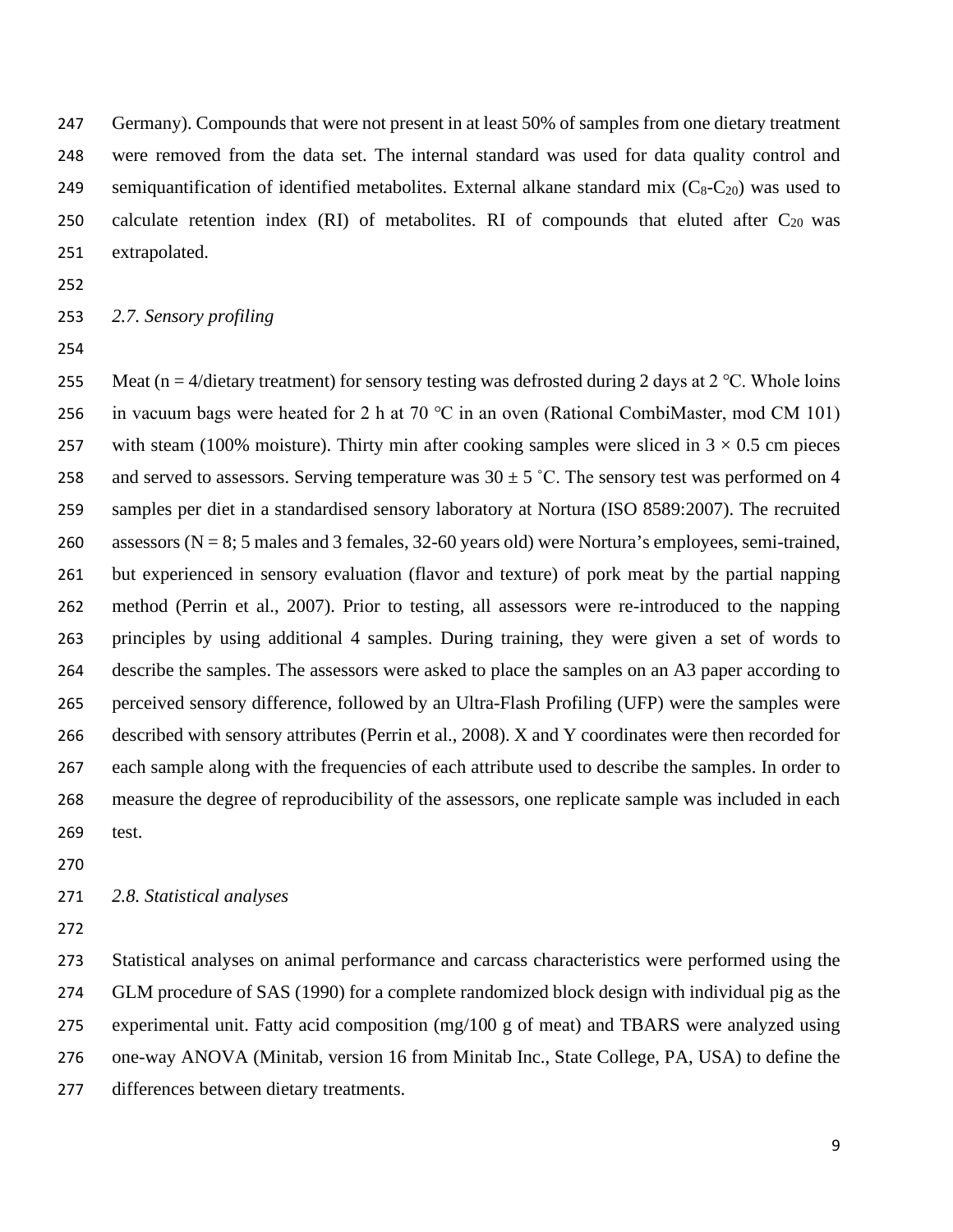Germany). Compounds that were not present in at least 50% of samples from one dietary treatment were removed from the data set. The internal standard was used for data quality control and semiquantification of identified metabolites. External alkane standard mix ($C_8$-$C_{20}$) was used to calculate retention index (RI) of metabolites. RI of compounds that eluted after $C_{20}$ was extrapolated.

### *2.7. Sensory profiling*

Meat (n = 4/dietary treatment) for sensory testing was defrosted during 2 days at 2 ℃. Whole loins in vacuum bags were heated for 2 h at 70 ℃ in an oven (Rational CombiMaster, mod CM 101) with steam (100% moisture). Thirty min after cooking samples were sliced in 3 × 0.5 cm pieces and served to assessors. Serving temperature was 30 ± 5 ˚C. The sensory test was performed on 4 samples per diet in a standardised sensory laboratory at Nortura (ISO 8589:2007). The recruited assessors (N = 8; 5 males and 3 females, 32-60 years old) were Nortura's employees, semi-trained, but experienced in sensory evaluation (flavor and texture) of pork meat by the partial napping method (Perrin et al., 2007). Prior to testing, all assessors were re-introduced to the napping principles by using additional 4 samples. During training, they were given a set of words to describe the samples. The assessors were asked to place the samples on an A3 paper according to perceived sensory difference, followed by an Ultra-Flash Profiling (UFP) were the samples were described with sensory attributes (Perrin et al., 2008). X and Y coordinates were then recorded for each sample along with the frequencies of each attribute used to describe the samples. In order to measure the degree of reproducibility of the assessors, one replicate sample was included in each test.

### *2.8. Statistical analyses*

Statistical analyses on animal performance and carcass characteristics were performed using the GLM procedure of SAS (1990) for a complete randomized block design with individual pig as the experimental unit. Fatty acid composition (mg/100 g of meat) and TBARS were analyzed using one-way ANOVA (Minitab, version 16 from Minitab Inc., State College, PA, USA) to define the differences between dietary treatments.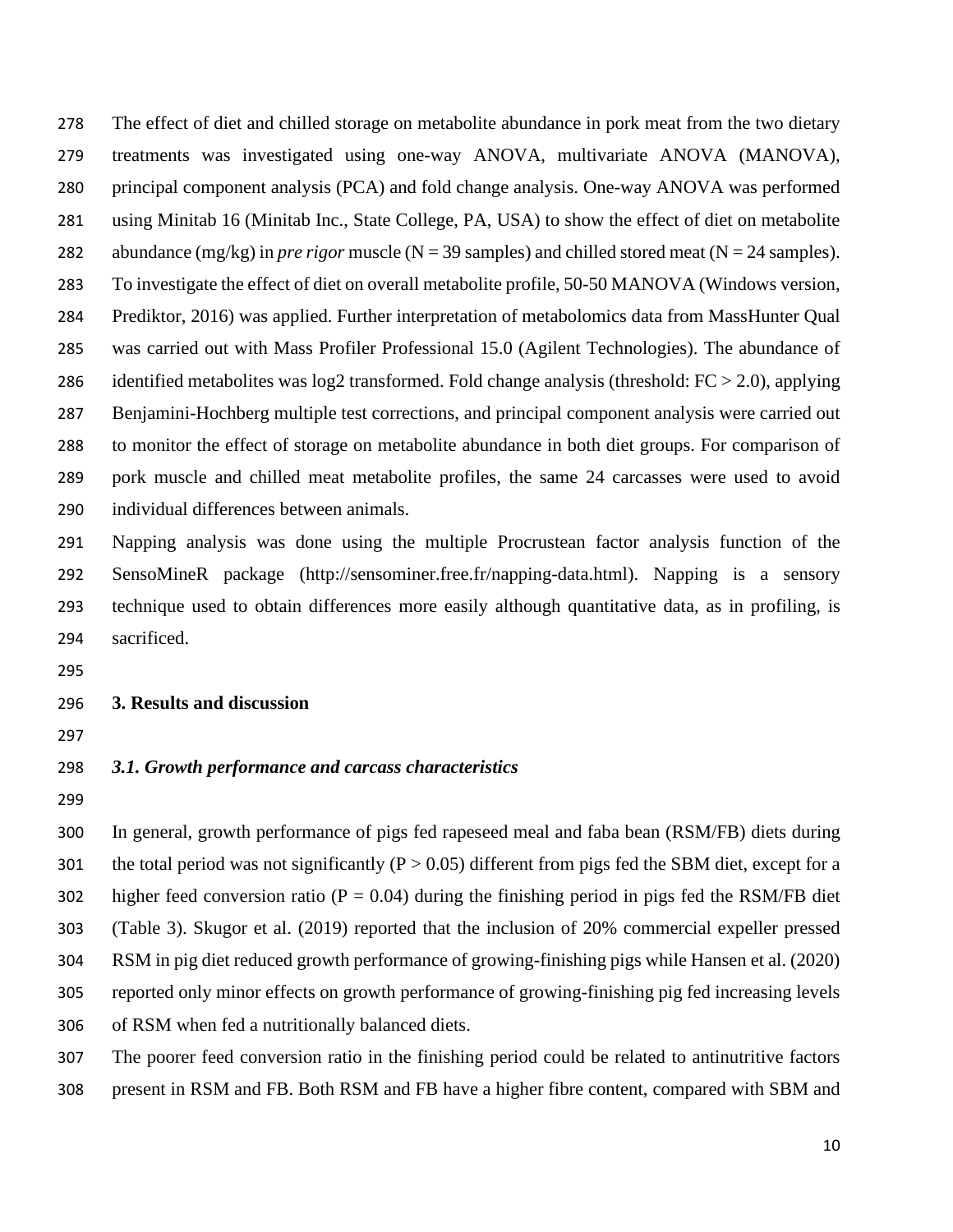The effect of diet and chilled storage on metabolite abundance in pork meat from the two dietary treatments was investigated using one-way ANOVA, multivariate ANOVA (MANOVA), principal component analysis (PCA) and fold change analysis. One-way ANOVA was performed using Minitab 16 (Minitab Inc., State College, PA, USA) to show the effect of diet on metabolite abundance (mg/kg) in *pre rigor* muscle (N = 39 samples) and chilled stored meat (N = 24 samples). To investigate the effect of diet on overall metabolite profile, 50-50 MANOVA (Windows version, Prediktor, 2016) was applied. Further interpretation of metabolomics data from MassHunter Qual was carried out with Mass Profiler Professional 15.0 (Agilent Technologies). The abundance of identified metabolites was log2 transformed. Fold change analysis (threshold: FC > 2.0), applying Benjamini-Hochberg multiple test corrections, and principal component analysis were carried out to monitor the effect of storage on metabolite abundance in both diet groups. For comparison of pork muscle and chilled meat metabolite profiles, the same 24 carcasses were used to avoid individual differences between animals.

Napping analysis was done using the multiple Procrustean factor analysis function of the SensoMineR package (http://sensominer.free.fr/napping-data.html). Napping is a sensory technique used to obtain differences more easily although quantitative data, as in profiling, is sacrificed.

## 3. Results and discussion

### *3.1. Growth performance and carcass characteristics*

In general, growth performance of pigs fed rapeseed meal and faba bean (RSM/FB) diets during the total period was not significantly ($P > 0.05$) different from pigs fed the SBM diet, except for a higher feed conversion ratio ($P = 0.04$) during the finishing period in pigs fed the RSM/FB diet (Table 3). Skugor et al. (2019) reported that the inclusion of 20% commercial expeller pressed RSM in pig diet reduced growth performance of growing-finishing pigs while Hansen et al. (2020) reported only minor effects on growth performance of growing-finishing pig fed increasing levels of RSM when fed a nutritionally balanced diets.

The poorer feed conversion ratio in the finishing period could be related to antinutritive factors present in RSM and FB. Both RSM and FB have a higher fibre content, compared with SBM and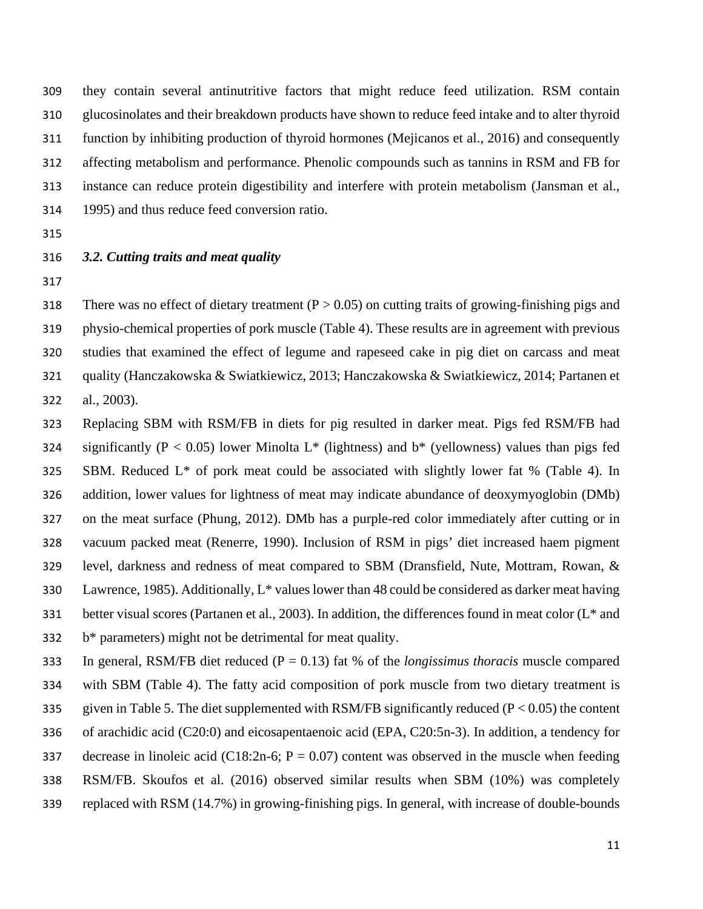they contain several antinutritive factors that might reduce feed utilization. RSM contain glucosinolates and their breakdown products have shown to reduce feed intake and to alter thyroid function by inhibiting production of thyroid hormones (Mejicanos et al., 2016) and consequently affecting metabolism and performance. Phenolic compounds such as tannins in RSM and FB for instance can reduce protein digestibility and interfere with protein metabolism (Jansman et al., 1995) and thus reduce feed conversion ratio.

### *3.2. Cutting traits and meat quality*

There was no effect of dietary treatment ($P > 0.05$) on cutting traits of growing-finishing pigs and physio-chemical properties of pork muscle (Table 4). These results are in agreement with previous studies that examined the effect of legume and rapeseed cake in pig diet on carcass and meat quality (Hanczakowska & Swiatkiewicz, 2013; Hanczakowska & Swiatkiewicz, 2014; Partanen et al., 2003).

Replacing SBM with RSM/FB in diets for pig resulted in darker meat. Pigs fed RSM/FB had significantly ($P < 0.05$) lower Minolta $L^*$ (lightness) and $b^*$ (yellowness) values than pigs fed SBM. Reduced $L^*$ of pork meat could be associated with slightly lower fat % (Table 4). In addition, lower values for lightness of meat may indicate abundance of deoxymyoglobin (DMb) on the meat surface (Phung, 2012). DMb has a purple-red color immediately after cutting or in vacuum packed meat (Renerre, 1990). Inclusion of RSM in pigs' diet increased haem pigment level, darkness and redness of meat compared to SBM (Dransfield, Nute, Mottram, Rowan, & Lawrence, 1985). Additionally, $L^*$ values lower than 48 could be considered as darker meat having better visual scores (Partanen et al., 2003). In addition, the differences found in meat color ($L^*$ and $b^*$ parameters) might not be detrimental for meat quality.

In general, RSM/FB diet reduced ($P = 0.13$) fat % of the *longissimus thoracis* muscle compared with SBM (Table 4). The fatty acid composition of pork muscle from two dietary treatment is given in Table 5. The diet supplemented with RSM/FB significantly reduced ($P < 0.05$) the content of arachidic acid (C20:0) and eicosapentaenoic acid (EPA, C20:5n-3). In addition, a tendency for decrease in linoleic acid (C18:2n-6; $P = 0.07$) content was observed in the muscle when feeding RSM/FB. Skoufos et al. (2016) observed similar results when SBM (10%) was completely replaced with RSM (14.7%) in growing-finishing pigs. In general, with increase of double-bounds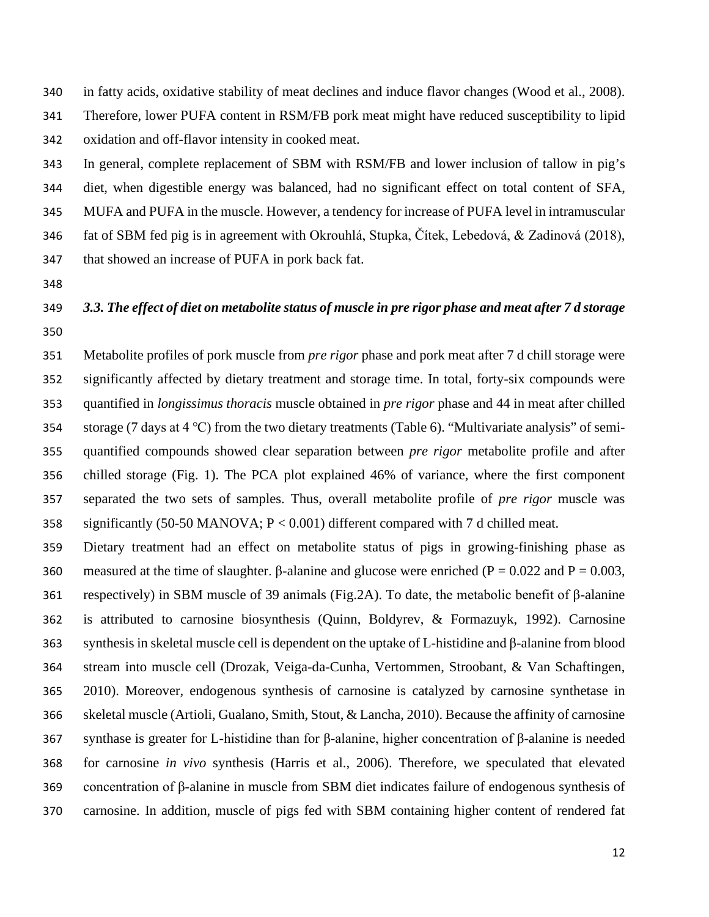in fatty acids, oxidative stability of meat declines and induce flavor changes (Wood et al., 2008). Therefore, lower PUFA content in RSM/FB pork meat might have reduced susceptibility to lipid oxidation and off-flavor intensity in cooked meat.

In general, complete replacement of SBM with RSM/FB and lower inclusion of tallow in pig's diet, when digestible energy was balanced, had no significant effect on total content of SFA, MUFA and PUFA in the muscle. However, a tendency for increase of PUFA level in intramuscular fat of SBM fed pig is in agreement with Okrouhlá, Stupka, Čítek, Lebedová, & Zadinová (2018), that showed an increase of PUFA in pork back fat.

### *3.3. The effect of diet on metabolite status of muscle in pre rigor phase and meat after 7 d storage*

Metabolite profiles of pork muscle from *pre rigor* phase and pork meat after 7 d chill storage were significantly affected by dietary treatment and storage time. In total, forty-six compounds were quantified in *longissimus thoracis* muscle obtained in *pre rigor* phase and 44 in meat after chilled storage (7 days at 4 °C) from the two dietary treatments (Table 6). "Multivariate analysis" of semi-quantified compounds showed clear separation between *pre rigor* metabolite profile and after chilled storage (Fig. 1). The PCA plot explained 46% of variance, where the first component separated the two sets of samples. Thus, overall metabolite profile of *pre rigor* muscle was significantly (50-50 MANOVA; $P < 0.001$) different compared with 7 d chilled meat.

Dietary treatment had an effect on metabolite status of pigs in growing-finishing phase as measured at the time of slaughter. β-alanine and glucose were enriched ($P = 0.022$ and $P = 0.003$, respectively) in SBM muscle of 39 animals (Fig.2A). To date, the metabolic benefit of β-alanine is attributed to carnosine biosynthesis (Quinn, Boldyrev, & Formazuyk, 1992). Carnosine synthesis in skeletal muscle cell is dependent on the uptake of L-histidine and β-alanine from blood stream into muscle cell (Drozak, Veiga-da-Cunha, Vertommen, Stroobant, & Van Schaftingen, 2010). Moreover, endogenous synthesis of carnosine is catalyzed by carnosine synthetase in skeletal muscle (Artioli, Gualano, Smith, Stout, & Lancha, 2010). Because the affinity of carnosine synthase is greater for L-histidine than for β-alanine, higher concentration of β-alanine is needed for carnosine *in vivo* synthesis (Harris et al., 2006). Therefore, we speculated that elevated concentration of β-alanine in muscle from SBM diet indicates failure of endogenous synthesis of carnosine. In addition, muscle of pigs fed with SBM containing higher content of rendered fat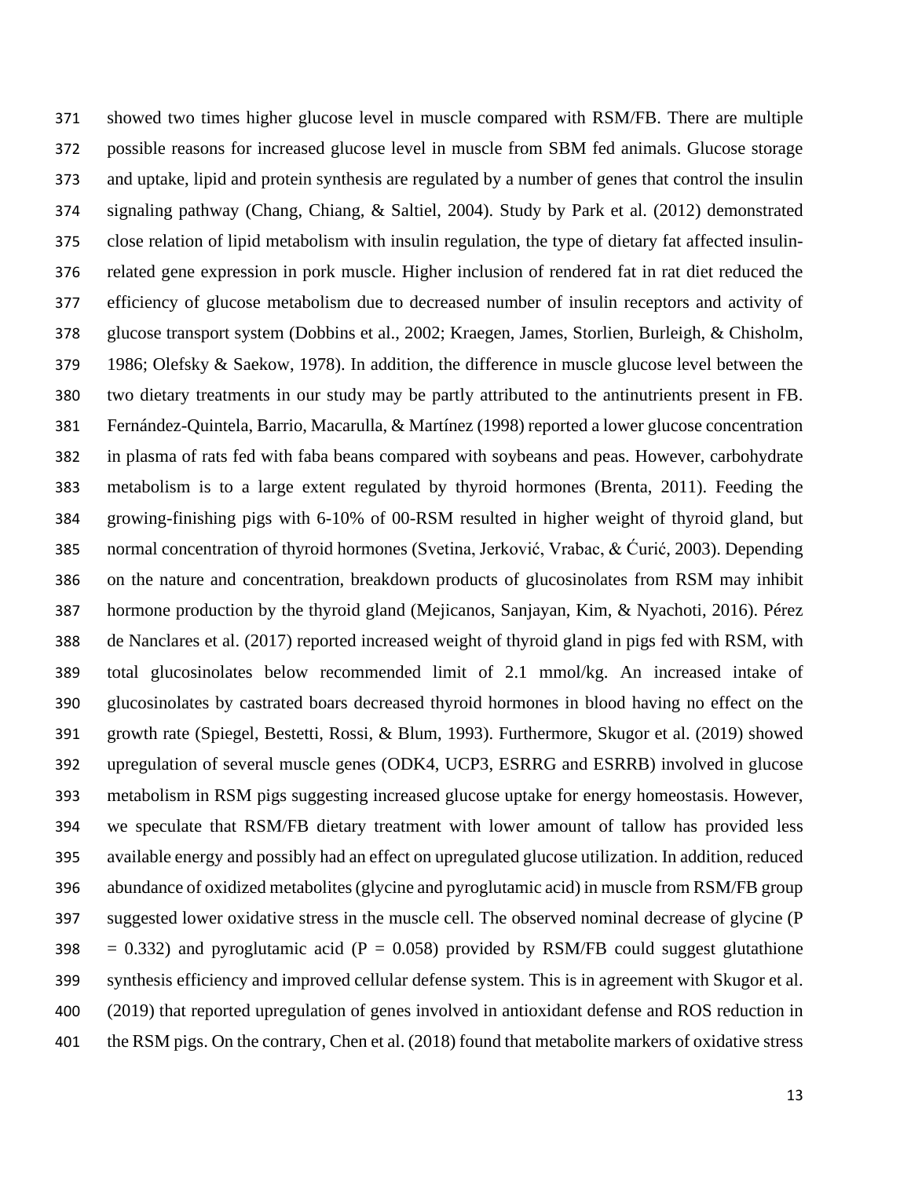showed two times higher glucose level in muscle compared with RSM/FB. There are multiple possible reasons for increased glucose level in muscle from SBM fed animals. Glucose storage and uptake, lipid and protein synthesis are regulated by a number of genes that control the insulin signaling pathway (Chang, Chiang, & Saltiel, 2004). Study by Park et al. (2012) demonstrated close relation of lipid metabolism with insulin regulation, the type of dietary fat affected insulin-related gene expression in pork muscle. Higher inclusion of rendered fat in rat diet reduced the efficiency of glucose metabolism due to decreased number of insulin receptors and activity of glucose transport system (Dobbins et al., 2002; Kraegen, James, Storlien, Burleigh, & Chisholm, 1986; Olefsky & Saekow, 1978). In addition, the difference in muscle glucose level between the two dietary treatments in our study may be partly attributed to the antinutrients present in FB. Fernández-Quintela, Barrio, Macarulla, & Martínez (1998) reported a lower glucose concentration in plasma of rats fed with faba beans compared with soybeans and peas. However, carbohydrate metabolism is to a large extent regulated by thyroid hormones (Brenta, 2011). Feeding the growing-finishing pigs with 6-10% of 00-RSM resulted in higher weight of thyroid gland, but normal concentration of thyroid hormones (Svetina, Jerković, Vrabac, & Ćurić, 2003). Depending on the nature and concentration, breakdown products of glucosinolates from RSM may inhibit hormone production by the thyroid gland (Mejicanos, Sanjayan, Kim, & Nyachoti, 2016). Pérez de Nanclares et al. (2017) reported increased weight of thyroid gland in pigs fed with RSM, with total glucosinolates below recommended limit of 2.1 mmol/kg. An increased intake of glucosinolates by castrated boars decreased thyroid hormones in blood having no effect on the growth rate (Spiegel, Bestetti, Rossi, & Blum, 1993). Furthermore, Skugor et al. (2019) showed upregulation of several muscle genes (ODK4, UCP3, ESRRG and ESRRB) involved in glucose metabolism in RSM pigs suggesting increased glucose uptake for energy homeostasis. However, we speculate that RSM/FB dietary treatment with lower amount of tallow has provided less available energy and possibly had an effect on upregulated glucose utilization. In addition, reduced abundance of oxidized metabolites (glycine and pyroglutamic acid) in muscle from RSM/FB group suggested lower oxidative stress in the muscle cell. The observed nominal decrease of glycine ($P = 0.332$) and pyroglutamic acid ($P = 0.058$) provided by RSM/FB could suggest glutathione synthesis efficiency and improved cellular defense system. This is in agreement with Skugor et al. (2019) that reported upregulation of genes involved in antioxidant defense and ROS reduction in the RSM pigs. On the contrary, Chen et al. (2018) found that metabolite markers of oxidative stress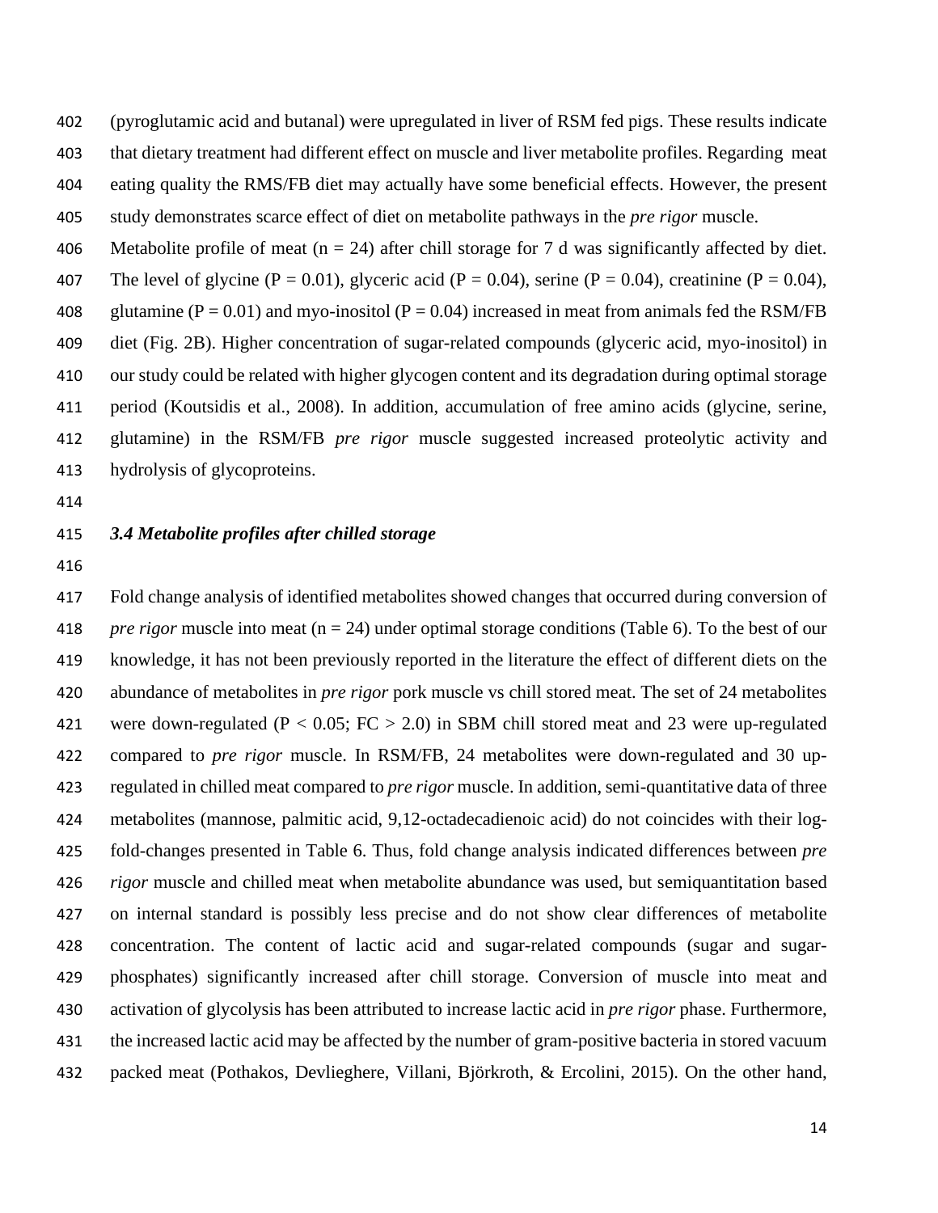(pyroglutamic acid and butanal) were upregulated in liver of RSM fed pigs. These results indicate that dietary treatment had different effect on muscle and liver metabolite profiles. Regarding meat eating quality the RMS/FB diet may actually have some beneficial effects. However, the present study demonstrates scarce effect of diet on metabolite pathways in the *pre rigor* muscle.

Metabolite profile of meat (n = 24) after chill storage for 7 d was significantly affected by diet. The level of glycine (P = 0.01), glyceric acid (P = 0.04), serine (P = 0.04), creatinine (P = 0.04), glutamine (P = 0.01) and myo-inositol (P = 0.04) increased in meat from animals fed the RSM/FB diet (Fig. 2B). Higher concentration of sugar-related compounds (glyceric acid, myo-inositol) in our study could be related with higher glycogen content and its degradation during optimal storage period (Koutsidis et al., 2008). In addition, accumulation of free amino acids (glycine, serine, glutamine) in the RSM/FB *pre rigor* muscle suggested increased proteolytic activity and hydrolysis of glycoproteins.

### *3.4 Metabolite profiles after chilled storage*

Fold change analysis of identified metabolites showed changes that occurred during conversion of *pre rigor* muscle into meat (n = 24) under optimal storage conditions (Table 6). To the best of our knowledge, it has not been previously reported in the literature the effect of different diets on the abundance of metabolites in *pre rigor* pork muscle vs chill stored meat. The set of 24 metabolites were down-regulated (P < 0.05; FC > 2.0) in SBM chill stored meat and 23 were up-regulated compared to *pre rigor* muscle. In RSM/FB, 24 metabolites were down-regulated and 30 up-regulated in chilled meat compared to *pre rigor* muscle. In addition, semi-quantitative data of three metabolites (mannose, palmitic acid, 9,12-octadecadienoic acid) do not coincides with their log-fold-changes presented in Table 6. Thus, fold change analysis indicated differences between *pre rigor* muscle and chilled meat when metabolite abundance was used, but semiquantitation based on internal standard is possibly less precise and do not show clear differences of metabolite concentration. The content of lactic acid and sugar-related compounds (sugar and sugar-phosphates) significantly increased after chill storage. Conversion of muscle into meat and activation of glycolysis has been attributed to increase lactic acid in *pre rigor* phase. Furthermore, the increased lactic acid may be affected by the number of gram-positive bacteria in stored vacuum packed meat (Pothakos, Devlieghere, Villani, Björkroth, & Ercolini, 2015). On the other hand,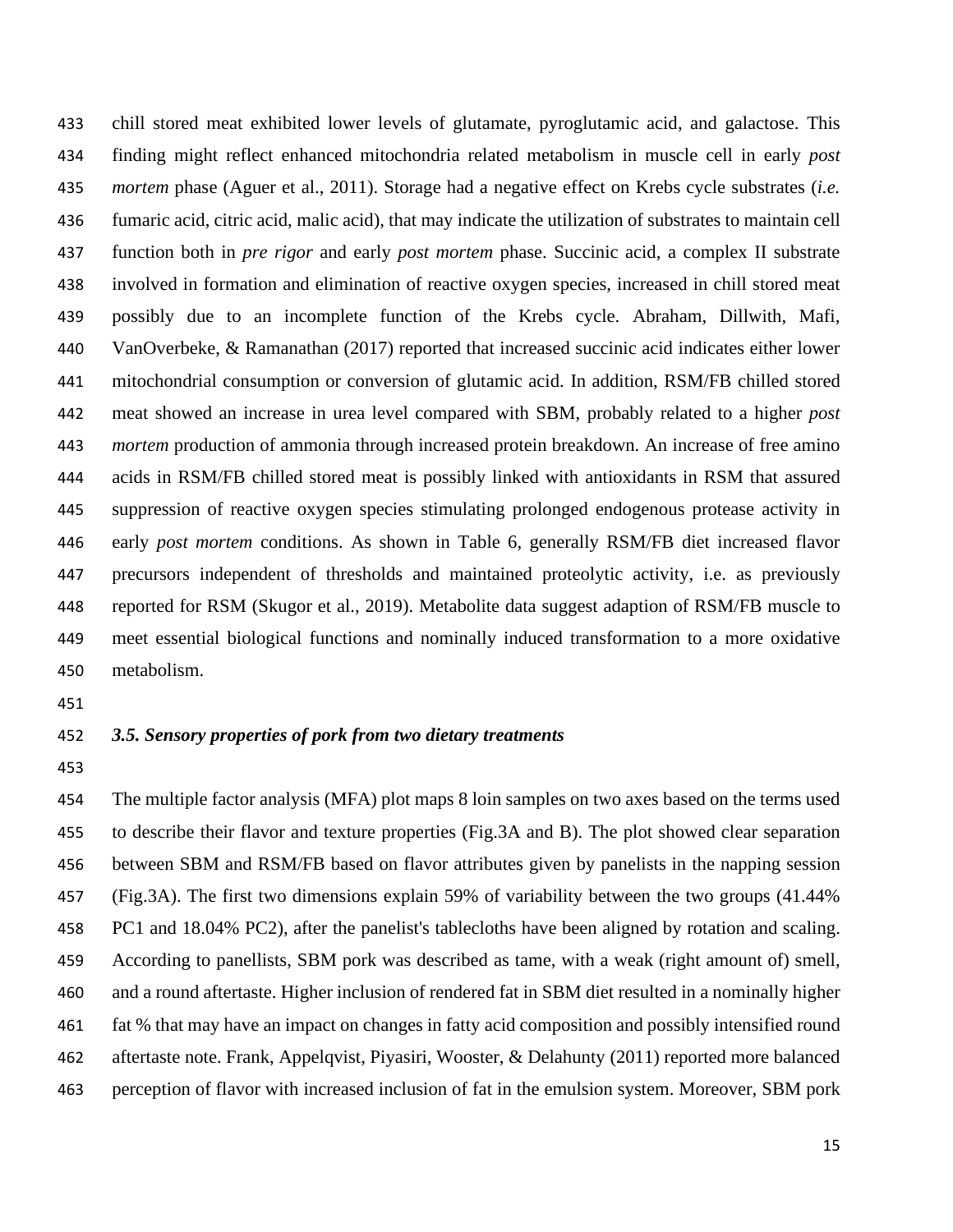chill stored meat exhibited lower levels of glutamate, pyroglutamic acid, and galactose. This finding might reflect enhanced mitochondria related metabolism in muscle cell in early *post mortem* phase (Aguer et al., 2011). Storage had a negative effect on Krebs cycle substrates (*i.e.* fumaric acid, citric acid, malic acid), that may indicate the utilization of substrates to maintain cell function both in *pre rigor* and early *post mortem* phase. Succinic acid, a complex II substrate involved in formation and elimination of reactive oxygen species, increased in chill stored meat possibly due to an incomplete function of the Krebs cycle. Abraham, Dillwith, Mafi, VanOverbeke, & Ramanathan (2017) reported that increased succinic acid indicates either lower mitochondrial consumption or conversion of glutamic acid. In addition, RSM/FB chilled stored meat showed an increase in urea level compared with SBM, probably related to a higher *post mortem* production of ammonia through increased protein breakdown. An increase of free amino acids in RSM/FB chilled stored meat is possibly linked with antioxidants in RSM that assured suppression of reactive oxygen species stimulating prolonged endogenous protease activity in early *post mortem* conditions. As shown in Table 6, generally RSM/FB diet increased flavor precursors independent of thresholds and maintained proteolytic activity, i.e. as previously reported for RSM (Skugor et al., 2019). Metabolite data suggest adaption of RSM/FB muscle to meet essential biological functions and nominally induced transformation to a more oxidative metabolism.

### *3.5. Sensory properties of pork from two dietary treatments*

The multiple factor analysis (MFA) plot maps 8 loin samples on two axes based on the terms used to describe their flavor and texture properties (Fig.3A and B). The plot showed clear separation between SBM and RSM/FB based on flavor attributes given by panelists in the napping session (Fig.3A). The first two dimensions explain 59% of variability between the two groups (41.44% PC1 and 18.04% PC2), after the panelist's tablecloths have been aligned by rotation and scaling. According to panellists, SBM pork was described as tame, with a weak (right amount of) smell, and a round aftertaste. Higher inclusion of rendered fat in SBM diet resulted in a nominally higher fat % that may have an impact on changes in fatty acid composition and possibly intensified round aftertaste note. Frank, Appelqvist, Piyasiri, Wooster, & Delahunty (2011) reported more balanced perception of flavor with increased inclusion of fat in the emulsion system. Moreover, SBM pork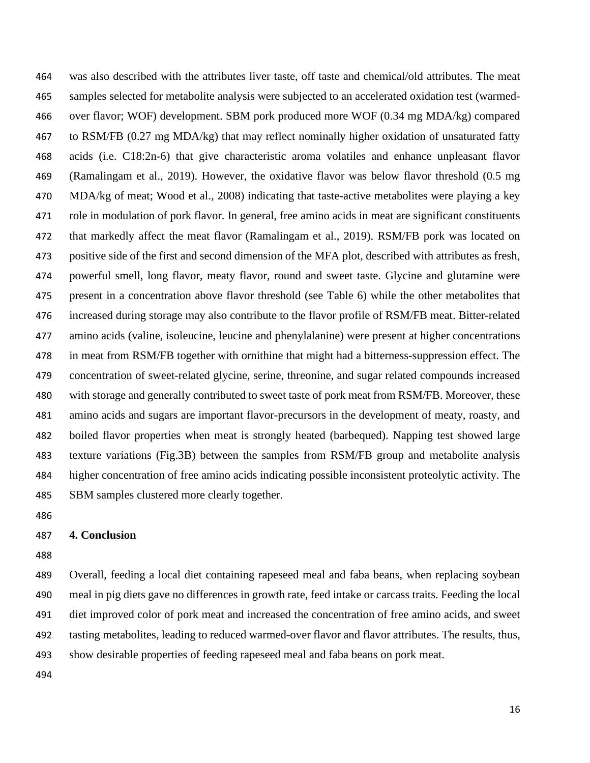was also described with the attributes liver taste, off taste and chemical/old attributes. The meat samples selected for metabolite analysis were subjected to an accelerated oxidation test (warmed-over flavor; WOF) development. SBM pork produced more WOF (0.34 mg MDA/kg) compared to RSM/FB (0.27 mg MDA/kg) that may reflect nominally higher oxidation of unsaturated fatty acids (i.e. C18:2n-6) that give characteristic aroma volatiles and enhance unpleasant flavor (Ramalingam et al., 2019). However, the oxidative flavor was below flavor threshold (0.5 mg MDA/kg of meat; Wood et al., 2008) indicating that taste-active metabolites were playing a key role in modulation of pork flavor. In general, free amino acids in meat are significant constituents that markedly affect the meat flavor (Ramalingam et al., 2019). RSM/FB pork was located on positive side of the first and second dimension of the MFA plot, described with attributes as fresh, powerful smell, long flavor, meaty flavor, round and sweet taste. Glycine and glutamine were present in a concentration above flavor threshold (see Table 6) while the other metabolites that increased during storage may also contribute to the flavor profile of RSM/FB meat. Bitter-related amino acids (valine, isoleucine, leucine and phenylalanine) were present at higher concentrations in meat from RSM/FB together with ornithine that might had a bitterness-suppression effect. The concentration of sweet-related glycine, serine, threonine, and sugar related compounds increased with storage and generally contributed to sweet taste of pork meat from RSM/FB. Moreover, these amino acids and sugars are important flavor-precursors in the development of meaty, roasty, and boiled flavor properties when meat is strongly heated (barbequed). Napping test showed large texture variations (Fig.3B) between the samples from RSM/FB group and metabolite analysis higher concentration of free amino acids indicating possible inconsistent proteolytic activity. The SBM samples clustered more clearly together.

## 4. Conclusion

Overall, feeding a local diet containing rapeseed meal and faba beans, when replacing soybean meal in pig diets gave no differences in growth rate, feed intake or carcass traits. Feeding the local diet improved color of pork meat and increased the concentration of free amino acids, and sweet tasting metabolites, leading to reduced warmed-over flavor and flavor attributes. The results, thus, show desirable properties of feeding rapeseed meal and faba beans on pork meat.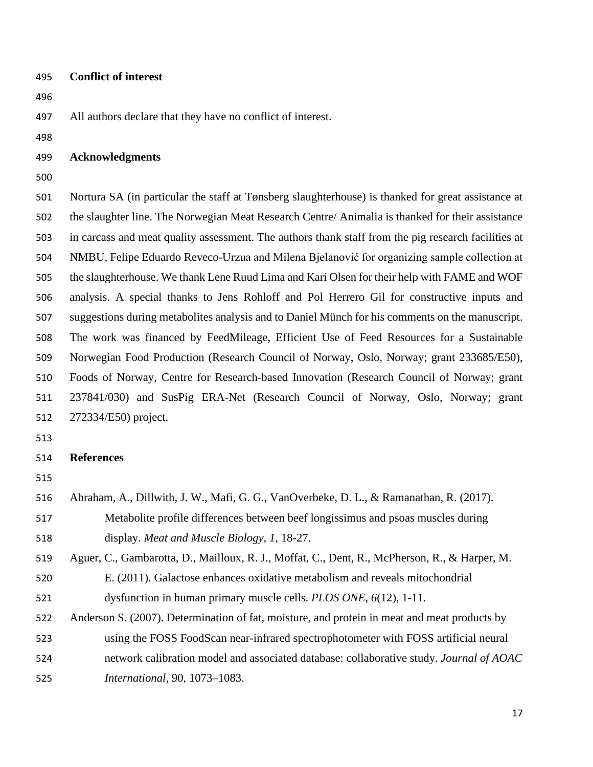## Conflict of interest

All authors declare that they have no conflict of interest.

## Acknowledgments

Nortura SA (in particular the staff at Tønsberg slaughterhouse) is thanked for great assistance at the slaughter line. The Norwegian Meat Research Centre/ Animalia is thanked for their assistance in carcass and meat quality assessment. The authors thank staff from the pig research facilities at NMBU, Felipe Eduardo Reveco-Urzua and Milena Bjelanović for organizing sample collection at the slaughterhouse. We thank Lene Ruud Lima and Kari Olsen for their help with FAME and WOF analysis. A special thanks to Jens Rohloff and Pol Herrero Gil for constructive inputs and suggestions during metabolites analysis and to Daniel Münch for his comments on the manuscript. The work was financed by FeedMileage, Efficient Use of Feed Resources for a Sustainable Norwegian Food Production (Research Council of Norway, Oslo, Norway; grant 233685/E50), Foods of Norway, Centre for Research-based Innovation (Research Council of Norway; grant 237841/030) and SusPig ERA-Net (Research Council of Norway, Oslo, Norway; grant 272334/E50) project.

## References

Abraham, A., Dillwith, J. W., Mafi, G. G., VanOverbeke, D. L., & Ramanathan, R. (2017). Metabolite profile differences between beef longissimus and psoas muscles during display. *Meat and Muscle Biology, 1*, 18-27.

Aguer, C., Gambarotta, D., Mailloux, R. J., Moffat, C., Dent, R., McPherson, R., & Harper, M. E. (2011). Galactose enhances oxidative metabolism and reveals mitochondrial dysfunction in human primary muscle cells. *PLOS ONE, 6*(12), 1-11.

Anderson S. (2007). Determination of fat, moisture, and protein in meat and meat products by using the FOSS FoodScan near-infrared spectrophotometer with FOSS artificial neural network calibration model and associated database: collaborative study. *Journal of AOAC International*, 90, 1073–1083.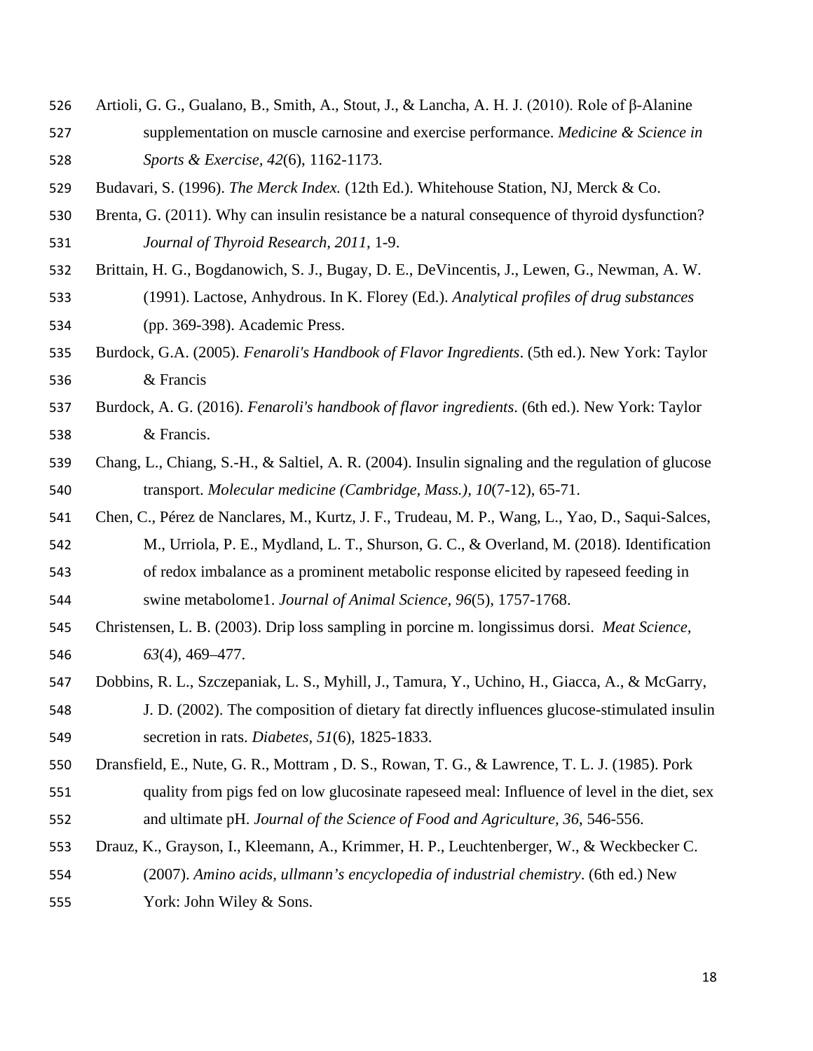Artioli, G. G., Gualano, B., Smith, A., Stout, J., & Lancha, A. H. J. (2010). Role of β-Alanine supplementation on muscle carnosine and exercise performance. *Medicine & Science in Sports & Exercise, 42*(6), 1162-1173.

Budavari, S. (1996). *The Merck Index.* (12th Ed.). Whitehouse Station, NJ, Merck & Co.

Brenta, G. (2011). Why can insulin resistance be a natural consequence of thyroid dysfunction? *Journal of Thyroid Research, 2011*, 1-9.

Brittain, H. G., Bogdanowich, S. J., Bugay, D. E., DeVincentis, J., Lewen, G., Newman, A. W. (1991). Lactose, Anhydrous. In K. Florey (Ed.). *Analytical profiles of drug substances* (pp. 369-398). Academic Press.

Burdock, G.A. (2005). *Fenaroli's Handbook of Flavor Ingredients*. (5th ed.). New York: Taylor & Francis

Burdock, A. G. (2016). *Fenaroli's handbook of flavor ingredients*. (6th ed.). New York: Taylor & Francis.

Chang, L., Chiang, S.-H., & Saltiel, A. R. (2004). Insulin signaling and the regulation of glucose transport. *Molecular medicine (Cambridge, Mass.), 10*(7-12), 65-71.

Chen, C., Pérez de Nanclares, M., Kurtz, J. F., Trudeau, M. P., Wang, L., Yao, D., Saqui-Salces, M., Urriola, P. E., Mydland, L. T., Shurson, G. C., & Overland, M. (2018). Identification of redox imbalance as a prominent metabolic response elicited by rapeseed feeding in swine metabolome1. *Journal of Animal Science, 96*(5), 1757-1768.

Christensen, L. B. (2003). Drip loss sampling in porcine m. longissimus dorsi. *Meat Science, 63*(4), 469–477.

Dobbins, R. L., Szczepaniak, L. S., Myhill, J., Tamura, Y., Uchino, H., Giacca, A., & McGarry, J. D. (2002). The composition of dietary fat directly influences glucose-stimulated insulin secretion in rats. *Diabetes, 51*(6), 1825-1833.

Dransfield, E., Nute, G. R., Mottram , D. S., Rowan, T. G., & Lawrence, T. L. J. (1985). Pork quality from pigs fed on low glucosinate rapeseed meal: Influence of level in the diet, sex and ultimate pH. *Journal of the Science of Food and Agriculture, 36*, 546-556.

Drauz, K., Grayson, I., Kleemann, A., Krimmer, H. P., Leuchtenberger, W., & Weckbecker C. (2007). *Amino acids, ullmann's encyclopedia of industrial chemistry*. (6th ed.) New York: John Wiley & Sons.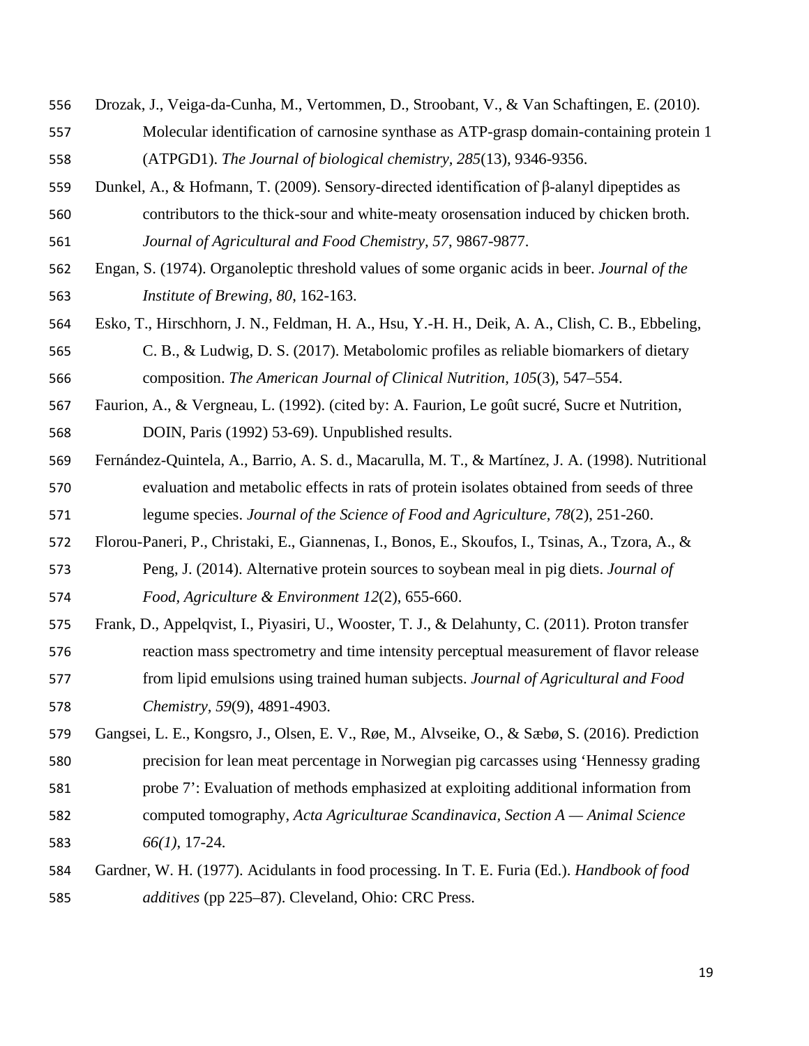Drozak, J., Veiga-da-Cunha, M., Vertommen, D., Stroobant, V., & Van Schaftingen, E. (2010). Molecular identification of carnosine synthase as ATP-grasp domain-containing protein 1 (ATPGD1). *The Journal of biological chemistry*, *285*(13), 9346-9356.

Dunkel, A., & Hofmann, T. (2009). Sensory-directed identification of β-alanyl dipeptides as contributors to the thick-sour and white-meaty orosensation induced by chicken broth. *Journal of Agricultural and Food Chemistry*, *57*, 9867-9877.

Engan, S. (1974). Organoleptic threshold values of some organic acids in beer. *Journal of the Institute of Brewing, 80*, 162-163.

Esko, T., Hirschhorn, J. N., Feldman, H. A., Hsu, Y.-H. H., Deik, A. A., Clish, C. B., Ebbeling, C. B., & Ludwig, D. S. (2017). Metabolomic profiles as reliable biomarkers of dietary composition. *The American Journal of Clinical Nutrition*, *105*(3), 547–554.

Faurion, A., & Vergneau, L. (1992). (cited by: A. Faurion, Le goût sucré, Sucre et Nutrition, DOIN, Paris (1992) 53-69). Unpublished results.

Fernández-Quintela, A., Barrio, A. S. d., Macarulla, M. T., & Martínez, J. A. (1998). Nutritional evaluation and metabolic effects in rats of protein isolates obtained from seeds of three legume species. *Journal of the Science of Food and Agriculture*, *78*(2), 251-260.

Florou-Paneri, P., Christaki, E., Giannenas, I., Bonos, E., Skoufos, I., Tsinas, A., Tzora, A., & Peng, J. (2014). Alternative protein sources to soybean meal in pig diets. *Journal of Food, Agriculture & Environment 12*(2), 655-660.

Frank, D., Appelqvist, I., Piyasiri, U., Wooster, T. J., & Delahunty, C. (2011). Proton transfer reaction mass spectrometry and time intensity perceptual measurement of flavor release from lipid emulsions using trained human subjects. *Journal of Agricultural and Food Chemistry*, *59*(9), 4891-4903.

Gangsei, L. E., Kongsro, J., Olsen, E. V., Røe, M., Alvseike, O., & Sæbø, S. (2016). Prediction precision for lean meat percentage in Norwegian pig carcasses using 'Hennessy grading probe 7': Evaluation of methods emphasized at exploiting additional information from computed tomography, *Acta Agriculturae Scandinavica, Section A — Animal Science 66(1)*, 17-24.

Gardner, W. H. (1977). Acidulants in food processing. In T. E. Furia (Ed.). *Handbook of food additives* (pp 225–87). Cleveland, Ohio: CRC Press.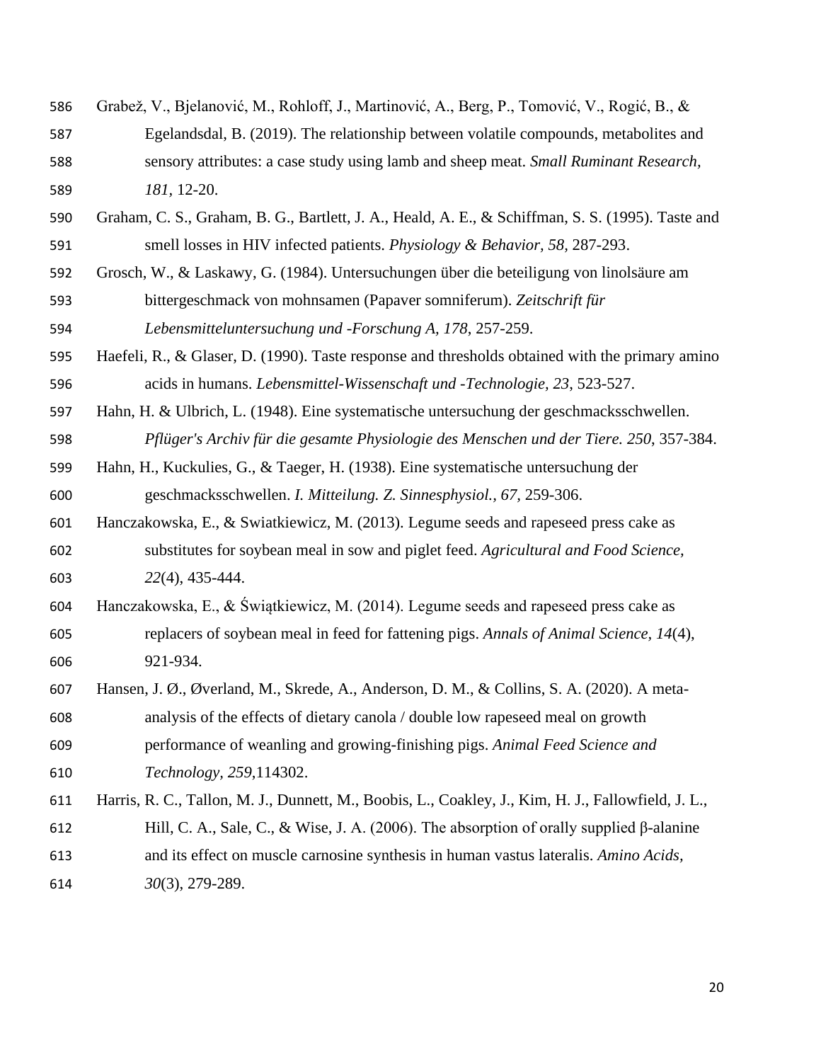Grabež, V., Bjelanović, M., Rohloff, J., Martinović, A., Berg, P., Tomović, V., Rogić, B., & Egelandsdal, B. (2019). The relationship between volatile compounds, metabolites and sensory attributes: a case study using lamb and sheep meat. *Small Ruminant Research, 181*, 12-20.

Graham, C. S., Graham, B. G., Bartlett, J. A., Heald, A. E., & Schiffman, S. S. (1995). Taste and smell losses in HIV infected patients. *Physiology & Behavior, 58*, 287-293.

Grosch, W., & Laskawy, G. (1984). Untersuchungen über die beteiligung von linolsäure am bittergeschmack von mohnsamen (Papaver somniferum). *Zeitschrift für Lebensmitteluntersuchung und -Forschung A, 178*, 257-259.

Haefeli, R., & Glaser, D. (1990). Taste response and thresholds obtained with the primary amino acids in humans. *Lebensmittel-Wissenschaft und -Technologie, 23*, 523-527.

Hahn, H. & Ulbrich, L. (1948). Eine systematische untersuchung der geschmacksschwellen. *Pflüger's Archiv für die gesamte Physiologie des Menschen und der Tiere. 250*, 357-384.

Hahn, H., Kuckulies, G., & Taeger, H. (1938). Eine systematische untersuchung der geschmacksschwellen. *I. Mitteilung. Z. Sinnesphysiol., 67*, 259-306.

Hanczakowska, E., & Swiatkiewicz, M. (2013). Legume seeds and rapeseed press cake as substitutes for soybean meal in sow and piglet feed. *Agricultural and Food Science, 22*(4), 435-444.

Hanczakowska, E., & Świątkiewicz, M. (2014). Legume seeds and rapeseed press cake as replacers of soybean meal in feed for fattening pigs. *Annals of Animal Science, 14*(4), 921-934.

Hansen, J. Ø., Øverland, M., Skrede, A., Anderson, D. M., & Collins, S. A. (2020). A meta-analysis of the effects of dietary canola / double low rapeseed meal on growth performance of weanling and growing-finishing pigs. *Animal Feed Science and Technology, 259*,114302.

Harris, R. C., Tallon, M. J., Dunnett, M., Boobis, L., Coakley, J., Kim, H. J., Fallowfield, J. L., Hill, C. A., Sale, C., & Wise, J. A. (2006). The absorption of orally supplied β-alanine and its effect on muscle carnosine synthesis in human vastus lateralis. *Amino Acids, 30*(3), 279-289.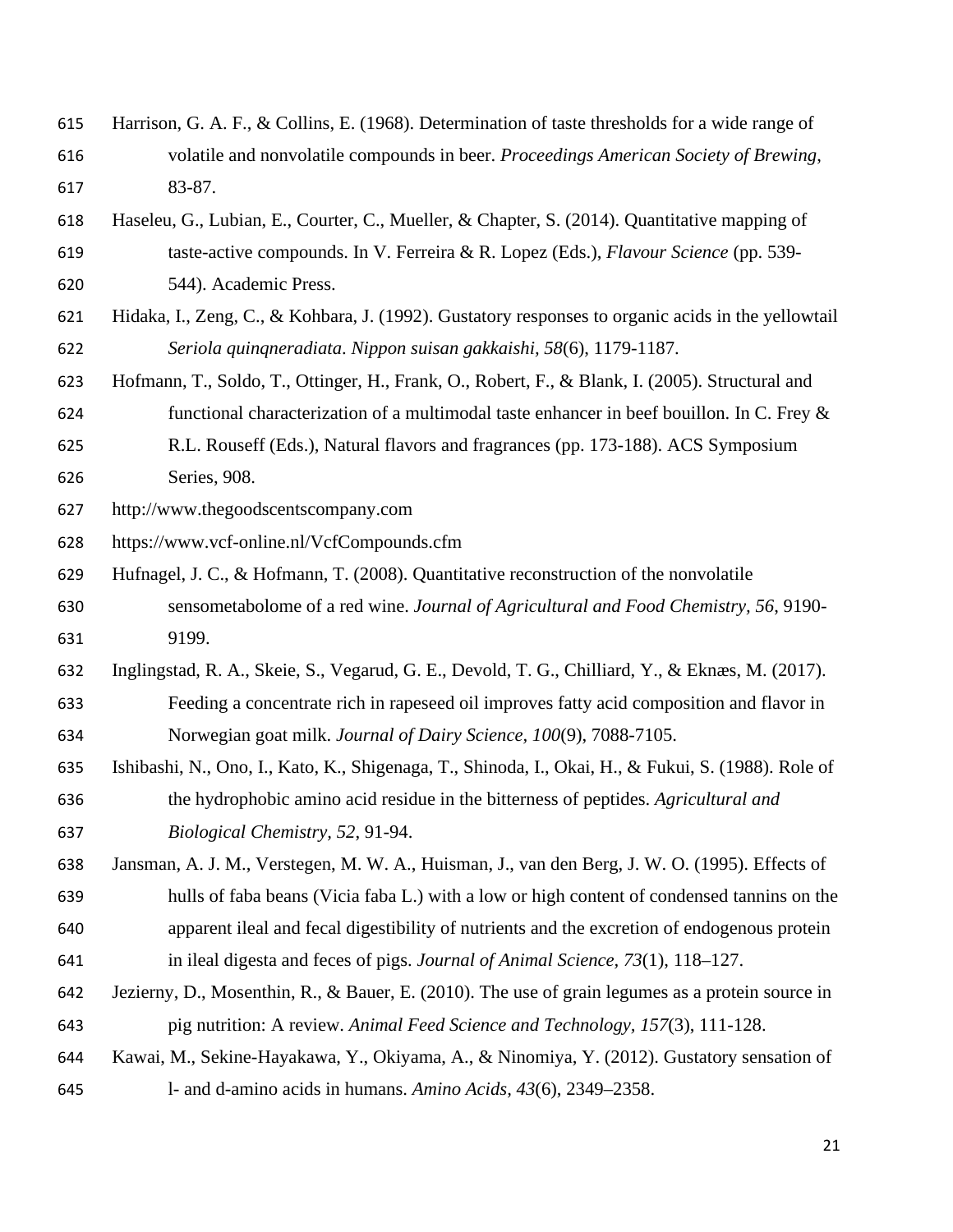Harrison, G. A. F., & Collins, E. (1968). Determination of taste thresholds for a wide range of volatile and nonvolatile compounds in beer. *Proceedings American Society of Brewing*, 83-87.

Haseleu, G., Lubian, E., Courter, C., Mueller, & Chapter, S. (2014). Quantitative mapping of taste-active compounds. In V. Ferreira & R. Lopez (Eds.), *Flavour Science* (pp. 539-544). Academic Press.

Hidaka, I., Zeng, C., & Kohbara, J. (1992). Gustatory responses to organic acids in the yellowtail *Seriola quinqneradiata*. *Nippon suisan gakkaishi, 58*(6), 1179-1187.

Hofmann, T., Soldo, T., Ottinger, H., Frank, O., Robert, F., & Blank, I. (2005). Structural and functional characterization of a multimodal taste enhancer in beef bouillon. In C. Frey & R.L. Rouseff (Eds.), Natural flavors and fragrances (pp. 173-188). ACS Symposium Series, 908.

http://www.thegoodscentscompany.com

https://www.vcf-online.nl/VcfCompounds.cfm

Hufnagel, J. C., & Hofmann, T. (2008). Quantitative reconstruction of the nonvolatile sensometabolome of a red wine. *Journal of Agricultural and Food Chemistry*, *56*, 9190-9199.

Inglingstad, R. A., Skeie, S., Vegarud, G. E., Devold, T. G., Chilliard, Y., & Eknæs, M. (2017). Feeding a concentrate rich in rapeseed oil improves fatty acid composition and flavor in Norwegian goat milk. *Journal of Dairy Science, 100*(9), 7088-7105.

Ishibashi, N., Ono, I., Kato, K., Shigenaga, T., Shinoda, I., Okai, H., & Fukui, S. (1988). Role of the hydrophobic amino acid residue in the bitterness of peptides. *Agricultural and Biological Chemistry*, *52*, 91-94.

Jansman, A. J. M., Verstegen, M. W. A., Huisman, J., van den Berg, J. W. O. (1995). Effects of hulls of faba beans (Vicia faba L.) with a low or high content of condensed tannins on the apparent ileal and fecal digestibility of nutrients and the excretion of endogenous protein in ileal digesta and feces of pigs. *Journal of Animal Science, 73*(1), 118–127.

Jezierny, D., Mosenthin, R., & Bauer, E. (2010). The use of grain legumes as a protein source in pig nutrition: A review. *Animal Feed Science and Technology, 157*(3), 111-128.

Kawai, M., Sekine-Hayakawa, Y., Okiyama, A., & Ninomiya, Y. (2012). Gustatory sensation of l- and d-amino acids in humans. *Amino Acids, 43*(6), 2349–2358.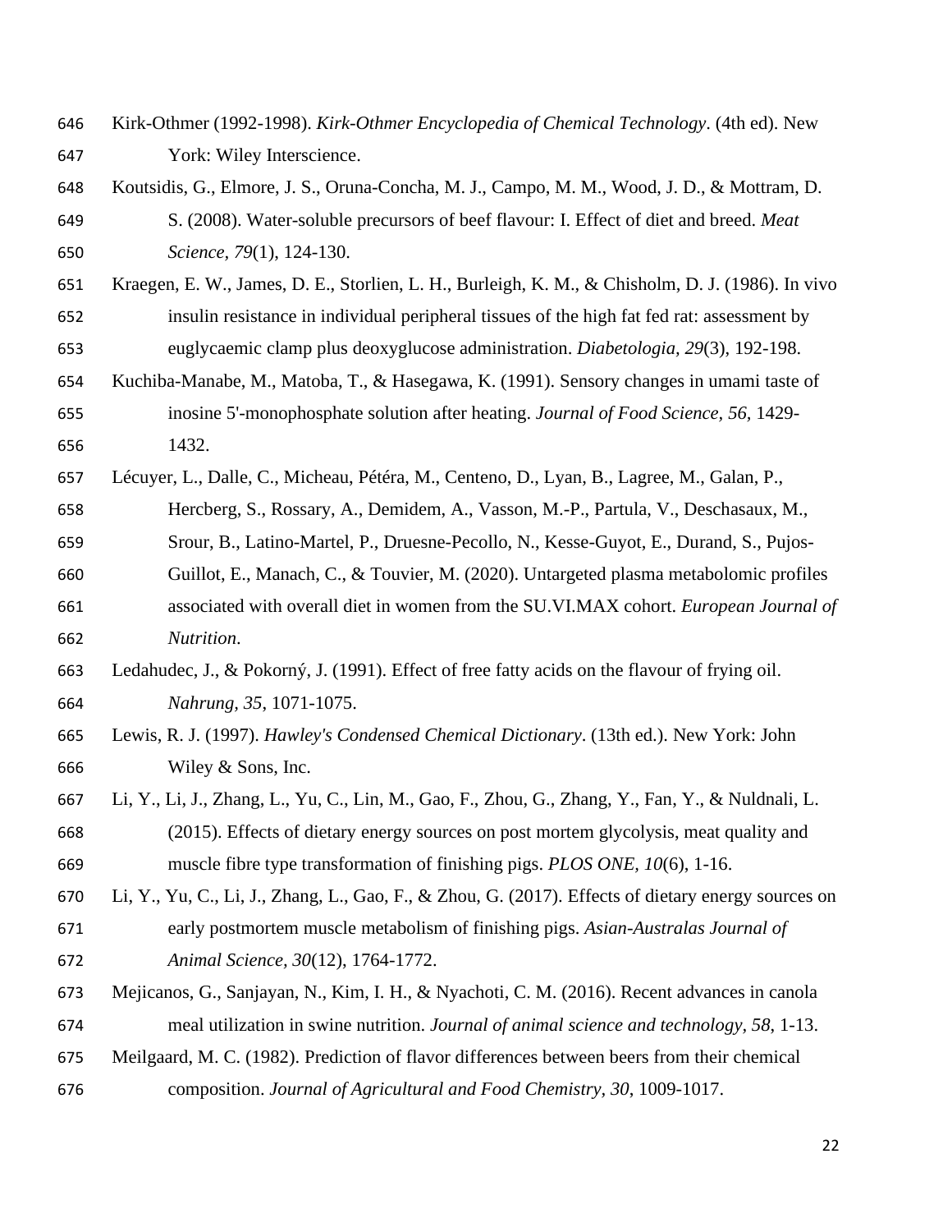Kirk-Othmer (1992-1998). *Kirk-Othmer Encyclopedia of Chemical Technology*. (4th ed). New York: Wiley Interscience.

Koutsidis, G., Elmore, J. S., Oruna-Concha, M. J., Campo, M. M., Wood, J. D., & Mottram, D. S. (2008). Water-soluble precursors of beef flavour: I. Effect of diet and breed. *Meat Science, 79*(1), 124-130.

Kraegen, E. W., James, D. E., Storlien, L. H., Burleigh, K. M., & Chisholm, D. J. (1986). In vivo insulin resistance in individual peripheral tissues of the high fat fed rat: assessment by euglycaemic clamp plus deoxyglucose administration. *Diabetologia, 29*(3), 192-198.

Kuchiba-Manabe, M., Matoba, T., & Hasegawa, K. (1991). Sensory changes in umami taste of inosine 5'-monophosphate solution after heating. *Journal of Food Science, 56*, 1429-1432.

Lécuyer, L., Dalle, C., Micheau, Pétéra, M., Centeno, D., Lyan, B., Lagree, M., Galan, P., Hercberg, S., Rossary, A., Demidem, A., Vasson, M.-P., Partula, V., Deschasaux, M., Srour, B., Latino-Martel, P., Druesne-Pecollo, N., Kesse-Guyot, E., Durand, S., Pujos-Guillot, E., Manach, C., & Touvier, M. (2020). Untargeted plasma metabolomic profiles associated with overall diet in women from the SU.VI.MAX cohort. *European Journal of Nutrition*.

Ledahudec, J., & Pokorný, J. (1991). Effect of free fatty acids on the flavour of frying oil. *Nahrung, 35*, 1071-1075.

Lewis, R. J. (1997). *Hawley's Condensed Chemical Dictionary*. (13th ed.). New York: John Wiley & Sons, Inc.

Li, Y., Li, J., Zhang, L., Yu, C., Lin, M., Gao, F., Zhou, G., Zhang, Y., Fan, Y., & Nuldnali, L. (2015). Effects of dietary energy sources on post mortem glycolysis, meat quality and muscle fibre type transformation of finishing pigs. *PLOS ONE, 10*(6), 1-16.

Li, Y., Yu, C., Li, J., Zhang, L., Gao, F., & Zhou, G. (2017). Effects of dietary energy sources on early postmortem muscle metabolism of finishing pigs. *Asian-Australas Journal of Animal Science, 30*(12), 1764-1772.

Mejicanos, G., Sanjayan, N., Kim, I. H., & Nyachoti, C. M. (2016). Recent advances in canola meal utilization in swine nutrition. *Journal of animal science and technology, 58*, 1-13.

Meilgaard, M. C. (1982). Prediction of flavor differences between beers from their chemical composition. *Journal of Agricultural and Food Chemistry, 30*, 1009-1017.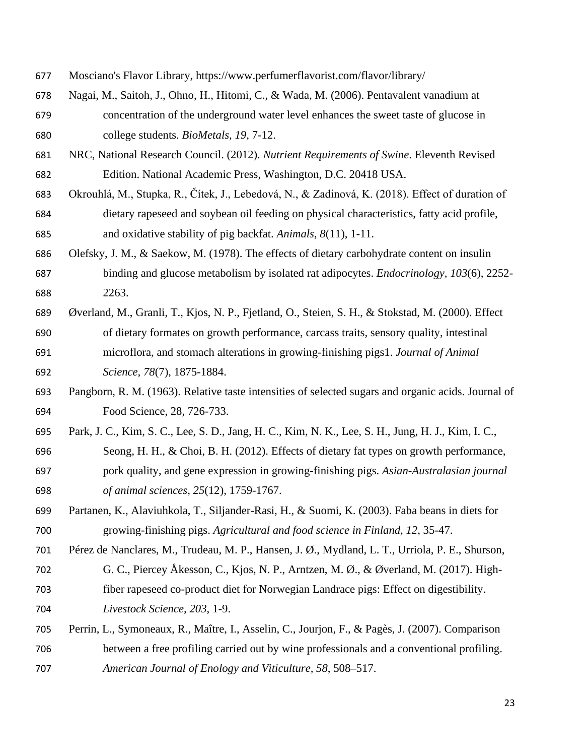Mosciano's Flavor Library, https://www.perfumerflavorist.com/flavor/library/

Nagai, M., Saitoh, J., Ohno, H., Hitomi, C., & Wada, M. (2006). Pentavalent vanadium at concentration of the underground water level enhances the sweet taste of glucose in college students. *BioMetals, 19*, 7-12.

NRC, National Research Council. (2012). *Nutrient Requirements of Swine*. Eleventh Revised Edition. National Academic Press, Washington, D.C. 20418 USA.

Okrouhlá, M., Stupka, R., Čítek, J., Lebedová, N., & Zadinová, K. (2018). Effect of duration of dietary rapeseed and soybean oil feeding on physical characteristics, fatty acid profile, and oxidative stability of pig backfat. *Animals, 8*(11), 1-11.

Olefsky, J. M., & Saekow, M. (1978). The effects of dietary carbohydrate content on insulin binding and glucose metabolism by isolated rat adipocytes. *Endocrinology, 103*(6), 2252-2263.

Øverland, M., Granli, T., Kjos, N. P., Fjetland, O., Steien, S. H., & Stokstad, M. (2000). Effect of dietary formates on growth performance, carcass traits, sensory quality, intestinal microflora, and stomach alterations in growing-finishing pigs1. *Journal of Animal Science, 78*(7), 1875-1884.

Pangborn, R. M. (1963). Relative taste intensities of selected sugars and organic acids. Journal of Food Science, 28, 726-733.

Park, J. C., Kim, S. C., Lee, S. D., Jang, H. C., Kim, N. K., Lee, S. H., Jung, H. J., Kim, I. C., Seong, H. H., & Choi, B. H. (2012). Effects of dietary fat types on growth performance, pork quality, and gene expression in growing-finishing pigs. *Asian-Australasian journal of animal sciences, 25*(12), 1759-1767.

Partanen, K., Alaviuhkola, T., Siljander-Rasi, H., & Suomi, K. (2003). Faba beans in diets for growing-finishing pigs. *Agricultural and food science in Finland, 12*, 35-47.

Pérez de Nanclares, M., Trudeau, M. P., Hansen, J. Ø., Mydland, L. T., Urriola, P. E., Shurson, G. C., Piercey Åkesson, C., Kjos, N. P., Arntzen, M. Ø., & Øverland, M. (2017). High-fiber rapeseed co-product diet for Norwegian Landrace pigs: Effect on digestibility. *Livestock Science, 203*, 1-9.

Perrin, L., Symoneaux, R., Maître, I., Asselin, C., Jourjon, F., & Pagès, J. (2007). Comparison between a free profiling carried out by wine professionals and a conventional profiling. *American Journal of Enology and Viticulture, 58*, 508–517.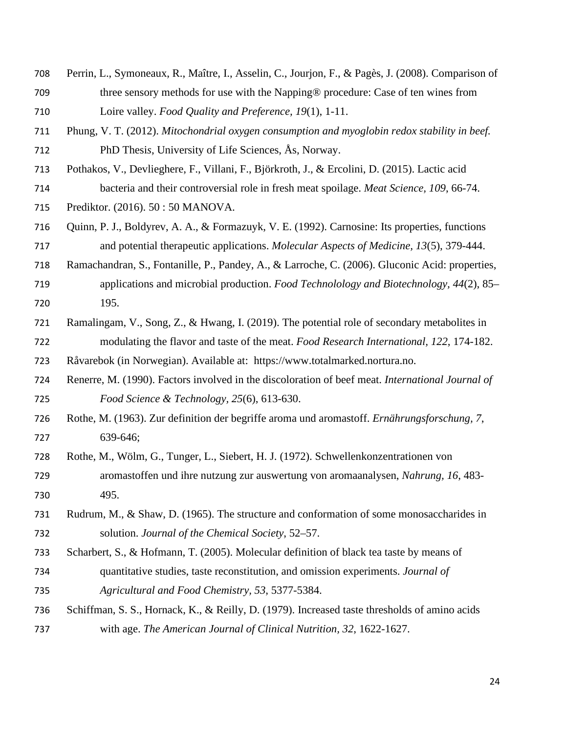Perrin, L., Symoneaux, R., Maître, I., Asselin, C., Jourjon, F., & Pagès, J. (2008). Comparison of three sensory methods for use with the Napping® procedure: Case of ten wines from Loire valley. *Food Quality and Preference, 19*(1), 1-11.

Phung, V. T. (2012). *Mitochondrial oxygen consumption and myoglobin redox stability in beef.* PhD Thesis, University of Life Sciences, Ås, Norway.

Pothakos, V., Devlieghere, F., Villani, F., Björkroth, J., & Ercolini, D. (2015). Lactic acid bacteria and their controversial role in fresh meat spoilage. *Meat Science, 109*, 66-74.

Prediktor. (2016). 50 : 50 MANOVA.

Quinn, P. J., Boldyrev, A. A., & Formazuyk, V. E. (1992). Carnosine: Its properties, functions and potential therapeutic applications. *Molecular Aspects of Medicine, 13*(5), 379-444.

Ramachandran, S., Fontanille, P., Pandey, A., & Larroche, C. (2006). Gluconic Acid: properties, applications and microbial production. *Food Technolology and Biotechnology, 44*(2), 85–195.

Ramalingam, V., Song, Z., & Hwang, I. (2019). The potential role of secondary metabolites in modulating the flavor and taste of the meat. *Food Research International, 122*, 174-182.

Råvarebok (in Norwegian). Available at: https://www.totalmarked.nortura.no.

Renerre, M. (1990). Factors involved in the discoloration of beef meat. *International Journal of Food Science & Technology, 25*(6), 613-630.

Rothe, M. (1963). Zur definition der begriffe aroma und aromastoff. *Ernährungsforschung, 7*, 639-646;

Rothe, M., Wölm, G., Tunger, L., Siebert, H. J. (1972). Schwellenkonzentrationen von aromastoffen und ihre nutzung zur auswertung von aromaanalysen, *Nahrung, 16*, 483-495.

Rudrum, M., & Shaw, D. (1965). The structure and conformation of some monosaccharides in solution. *Journal of the Chemical Society*, 52–57.

Scharbert, S., & Hofmann, T. (2005). Molecular definition of black tea taste by means of quantitative studies, taste reconstitution, and omission experiments. *Journal of Agricultural and Food Chemistry, 53*, 5377-5384.

Schiffman, S. S., Hornack, K., & Reilly, D. (1979). Increased taste thresholds of amino acids with age. *The American Journal of Clinical Nutrition, 32*, 1622-1627.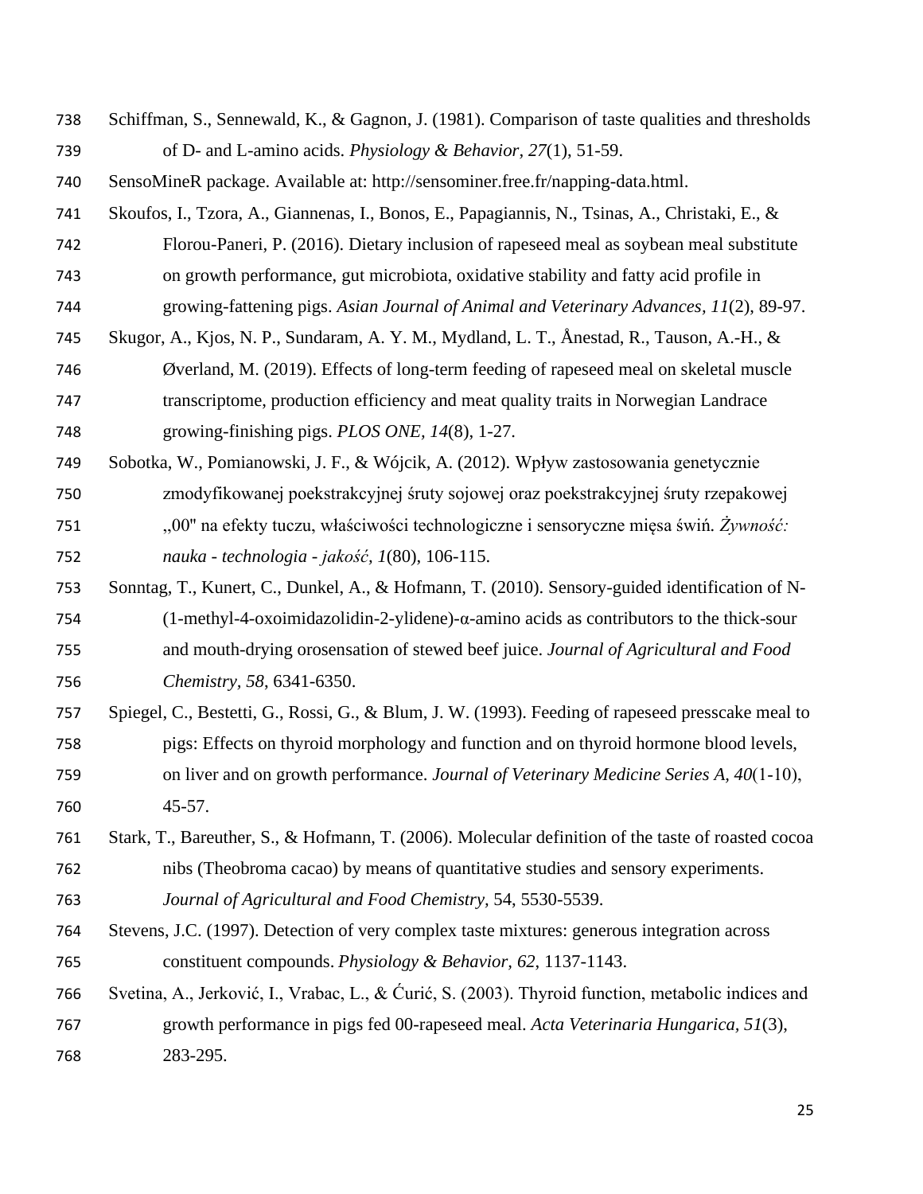Schiffman, S., Sennewald, K., & Gagnon, J. (1981). Comparison of taste qualities and thresholds of D- and L-amino acids. *Physiology & Behavior, 27*(1), 51-59.

SensoMineR package. Available at: http://sensominer.free.fr/napping-data.html.

Skoufos, I., Tzora, A., Giannenas, I., Bonos, E., Papagiannis, N., Tsinas, A., Christaki, E., & Florou-Paneri, P. (2016). Dietary inclusion of rapeseed meal as soybean meal substitute on growth performance, gut microbiota, oxidative stability and fatty acid profile in growing-fattening pigs. *Asian Journal of Animal and Veterinary Advances, 11*(2), 89-97.

Skugor, A., Kjos, N. P., Sundaram, A. Y. M., Mydland, L. T., Ånestad, R., Tauson, A.-H., & Øverland, M. (2019). Effects of long-term feeding of rapeseed meal on skeletal muscle transcriptome, production efficiency and meat quality traits in Norwegian Landrace growing-finishing pigs. *PLOS ONE, 14*(8), 1-27.

Sobotka, W., Pomianowski, J. F., & Wójcik, A. (2012). Wpływ zastosowania genetycznie zmodyfikowanej poekstrakcyjnej śruty sojowej oraz poekstrakcyjnej śruty rzepakowej „00" na efekty tuczu, właściwości technologiczne i sensoryczne mięsa świń. *Żywność: nauka - technologia - jakość*, *1*(80), 106-115.

Sonntag, T., Kunert, C., Dunkel, A., & Hofmann, T. (2010). Sensory-guided identification of N-(1-methyl-4-oxoimidazolidin-2-ylidene)-α-amino acids as contributors to the thick-sour and mouth-drying orosensation of stewed beef juice. *Journal of Agricultural and Food Chemistry, 58*, 6341-6350.

Spiegel, C., Bestetti, G., Rossi, G., & Blum, J. W. (1993). Feeding of rapeseed presscake meal to pigs: Effects on thyroid morphology and function and on thyroid hormone blood levels, on liver and on growth performance. *Journal of Veterinary Medicine Series A, 40*(1-10), 45-57.

Stark, T., Bareuther, S., & Hofmann, T. (2006). Molecular definition of the taste of roasted cocoa nibs (Theobroma cacao) by means of quantitative studies and sensory experiments. *Journal of Agricultural and Food Chemistry*, 54, 5530-5539.

Stevens, J.C. (1997). Detection of very complex taste mixtures: generous integration across constituent compounds. *Physiology & Behavior, 62*, 1137-1143.

Svetina, A., Jerković, I., Vrabac, L., & Ćurić, S. (2003). Thyroid function, metabolic indices and growth performance in pigs fed 00-rapeseed meal. *Acta Veterinaria Hungarica, 51*(3), 283-295.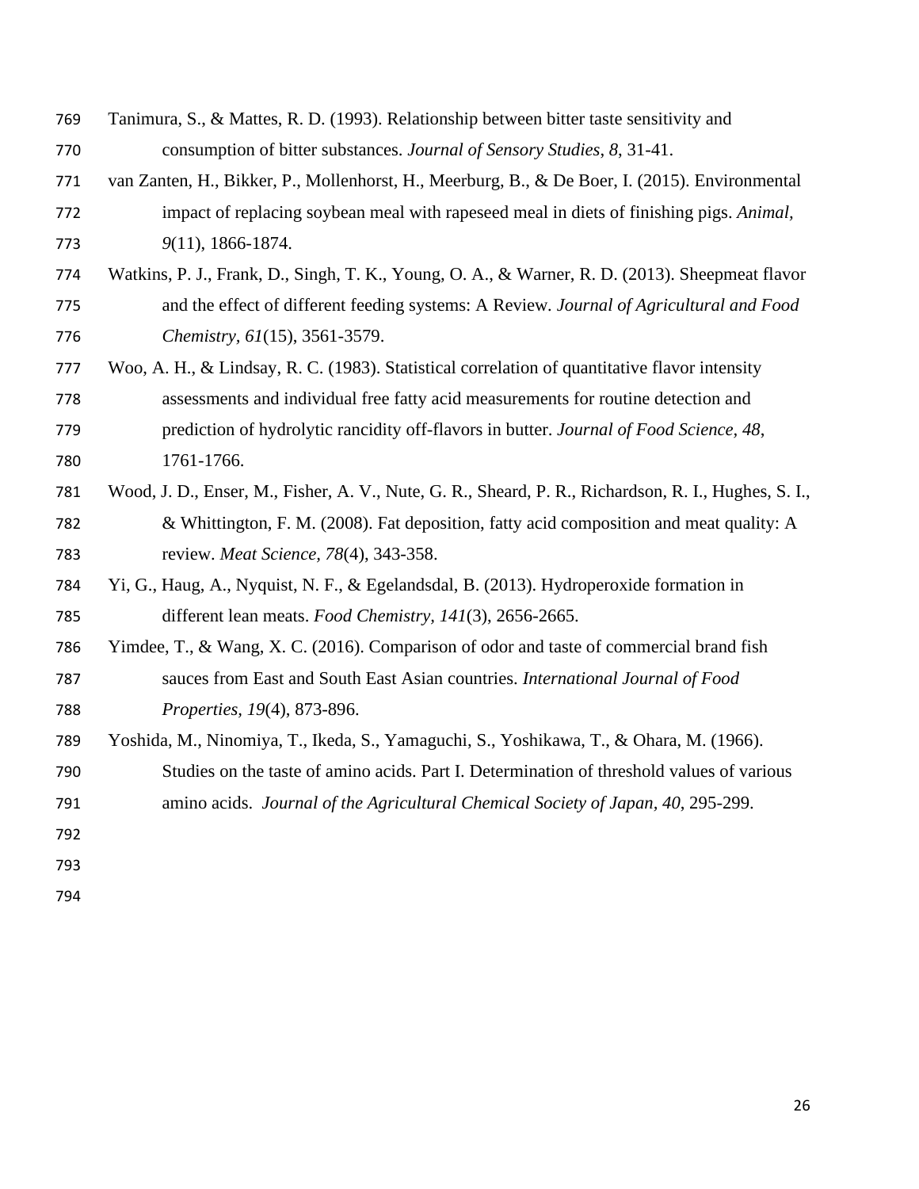Tanimura, S., & Mattes, R. D. (1993). Relationship between bitter taste sensitivity and consumption of bitter substances. *Journal of Sensory Studies*, *8*, 31-41.

van Zanten, H., Bikker, P., Mollenhorst, H., Meerburg, B., & De Boer, I. (2015). Environmental impact of replacing soybean meal with rapeseed meal in diets of finishing pigs. *Animal*, *9*(11), 1866-1874.

Watkins, P. J., Frank, D., Singh, T. K., Young, O. A., & Warner, R. D. (2013). Sheepmeat flavor and the effect of different feeding systems: A Review. *Journal of Agricultural and Food Chemistry*, *61*(15), 3561-3579.

Woo, A. H., & Lindsay, R. C. (1983). Statistical correlation of quantitative flavor intensity assessments and individual free fatty acid measurements for routine detection and prediction of hydrolytic rancidity off-flavors in butter. *Journal of Food Science*, *48*, 1761-1766.

Wood, J. D., Enser, M., Fisher, A. V., Nute, G. R., Sheard, P. R., Richardson, R. I., Hughes, S. I., & Whittington, F. M. (2008). Fat deposition, fatty acid composition and meat quality: A review. *Meat Science, 78*(4), 343-358.

Yi, G., Haug, A., Nyquist, N. F., & Egelandsdal, B. (2013). Hydroperoxide formation in different lean meats. *Food Chemistry, 141*(3), 2656-2665.

Yimdee, T., & Wang, X. C. (2016). Comparison of odor and taste of commercial brand fish sauces from East and South East Asian countries. *International Journal of Food Properties, 19*(4), 873-896.

Yoshida, M., Ninomiya, T., Ikeda, S., Yamaguchi, S., Yoshikawa, T., & Ohara, M. (1966). Studies on the taste of amino acids. Part I. Determination of threshold values of various amino acids. *Journal of the Agricultural Chemical Society of Japan*, *40*, 295-299.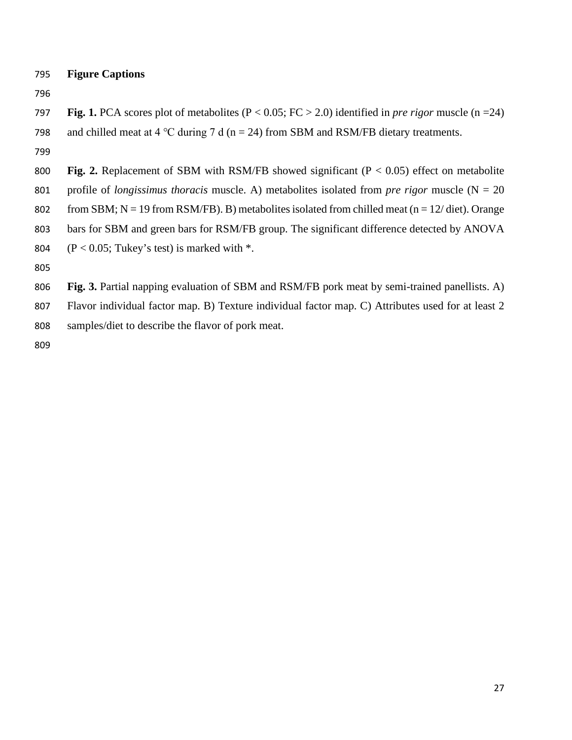## Figure Captions

**Fig. 1.** PCA scores plot of metabolites ($P < 0.05$; FC > 2.0) identified in *pre rigor* muscle (n =24) and chilled meat at 4 °C during 7 d (n = 24) from SBM and RSM/FB dietary treatments.

**Fig. 2.** Replacement of SBM with RSM/FB showed significant ($P < 0.05$) effect on metabolite profile of *longissimus thoracis* muscle. A) metabolites isolated from *pre rigor* muscle (N = 20 from SBM; N = 19 from RSM/FB). B) metabolites isolated from chilled meat (n = 12/ diet). Orange bars for SBM and green bars for RSM/FB group. The significant difference detected by ANOVA ($P < 0.05$; Tukey's test) is marked with *.

**Fig. 3.** Partial napping evaluation of SBM and RSM/FB pork meat by semi-trained panellists. A) Flavor individual factor map. B) Texture individual factor map. C) Attributes used for at least 2 samples/diet to describe the flavor of pork meat.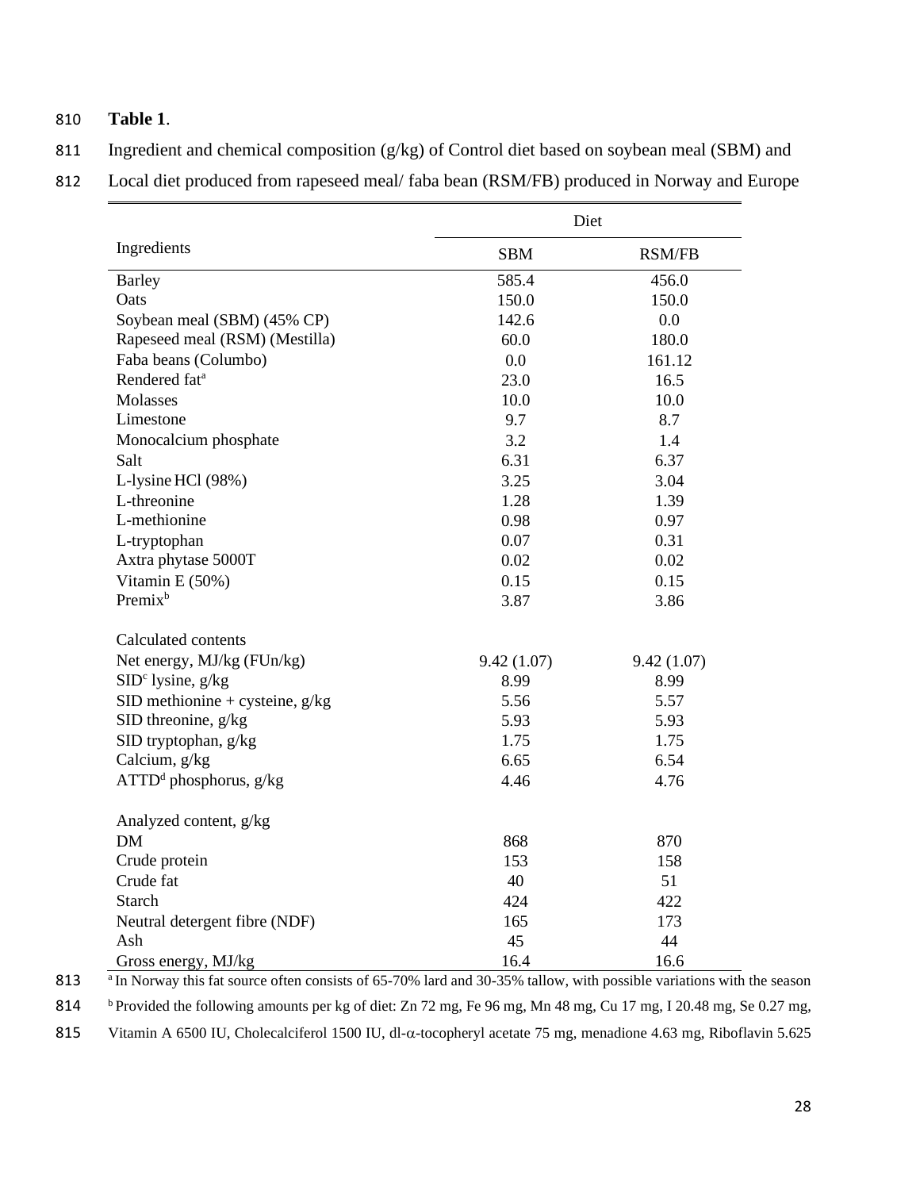**Table 1**.

Ingredient and chemical composition (g/kg) of Control diet based on soybean meal (SBM) and Local diet produced from rapeseed meal/ faba bean (RSM/FB) produced in Norway and Europe

| Ingredients | Diet | |
|---|---|---|
| | SBM | RSM/FB |
| Barley | 585.4 | 456.0 |
| Oats | 150.0 | 150.0 |
| Soybean meal (SBM) (45% CP) | 142.6 | 0.0 |
| Rapeseed meal (RSM) (Mestilla) | 60.0 | 180.0 |
| Faba beans (Columbo) | 0.0 | 161.12 |
| Rendered fat[a] | 23.0 | 16.5 |
| Molasses | 10.0 | 10.0 |
| Limestone | 9.7 | 8.7 |
| Monocalcium phosphate | 3.2 | 1.4 |
| Salt | 6.31 | 6.37 |
| L-lysine HCl (98%) | 3.25 | 3.04 |
| L-threonine | 1.28 | 1.39 |
| L-methionine | 0.98 | 0.97 |
| L-tryptophan | 0.07 | 0.31 |
| Axtra phytase 5000T | 0.02 | 0.02 |
| Vitamin E (50%) | 0.15 | 0.15 |
| Premix[b] | 3.87 | 3.86 |
| | | |
| Calculated contents | | |
| Net energy, MJ/kg (FUn/kg) | 9.42 (1.07) | 9.42 (1.07) |
| SID[c] lysine, g/kg | 8.99 | 8.99 |
| SID methionine + cysteine, g/kg | 5.56 | 5.57 |
| SID threonine, g/kg | 5.93 | 5.93 |
| SID tryptophan, g/kg | 1.75 | 1.75 |
| Calcium, g/kg | 6.65 | 6.54 |
| ATTD[d] phosphorus, g/kg | 4.46 | 4.76 |
| | | |
| Analyzed content, g/kg | | |
| DM | 868 | 870 |
| Crude protein | 153 | 158 |
| Crude fat | 40 | 51 |
| Starch | 424 | 422 |
| Neutral detergent fibre (NDF) | 165 | 173 |
| Ash | 45 | 44 |
| Gross energy, MJ/kg | 16.4 | 16.6 |

[a] In Norway this fat source often consists of 65-70% lard and 30-35% tallow, with possible variations with the season

[b] Provided the following amounts per kg of diet: Zn 72 mg, Fe 96 mg, Mn 48 mg, Cu 17 mg, I 20.48 mg, Se 0.27 mg, Vitamin A 6500 IU, Cholecalciferol 1500 IU, dl-α-tocopheryl acetate 75 mg, menadione 4.63 mg, Riboflavin 5.625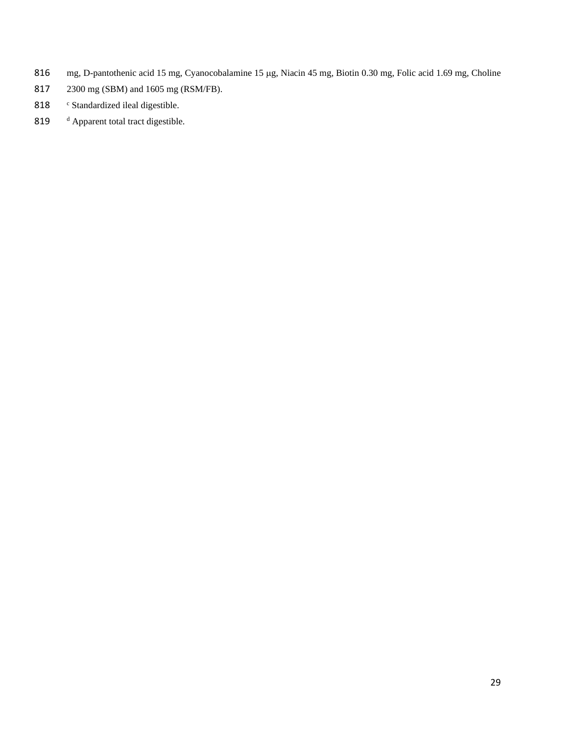mg, D-pantothenic acid 15 mg, Cyanocobalamine 15 μg, Niacin 45 mg, Biotin 0.30 mg, Folic acid 1.69 mg, Choline 2300 mg (SBM) and 1605 mg (RSM/FB).

[c] Standardized ileal digestible.

[d] Apparent total tract digestible.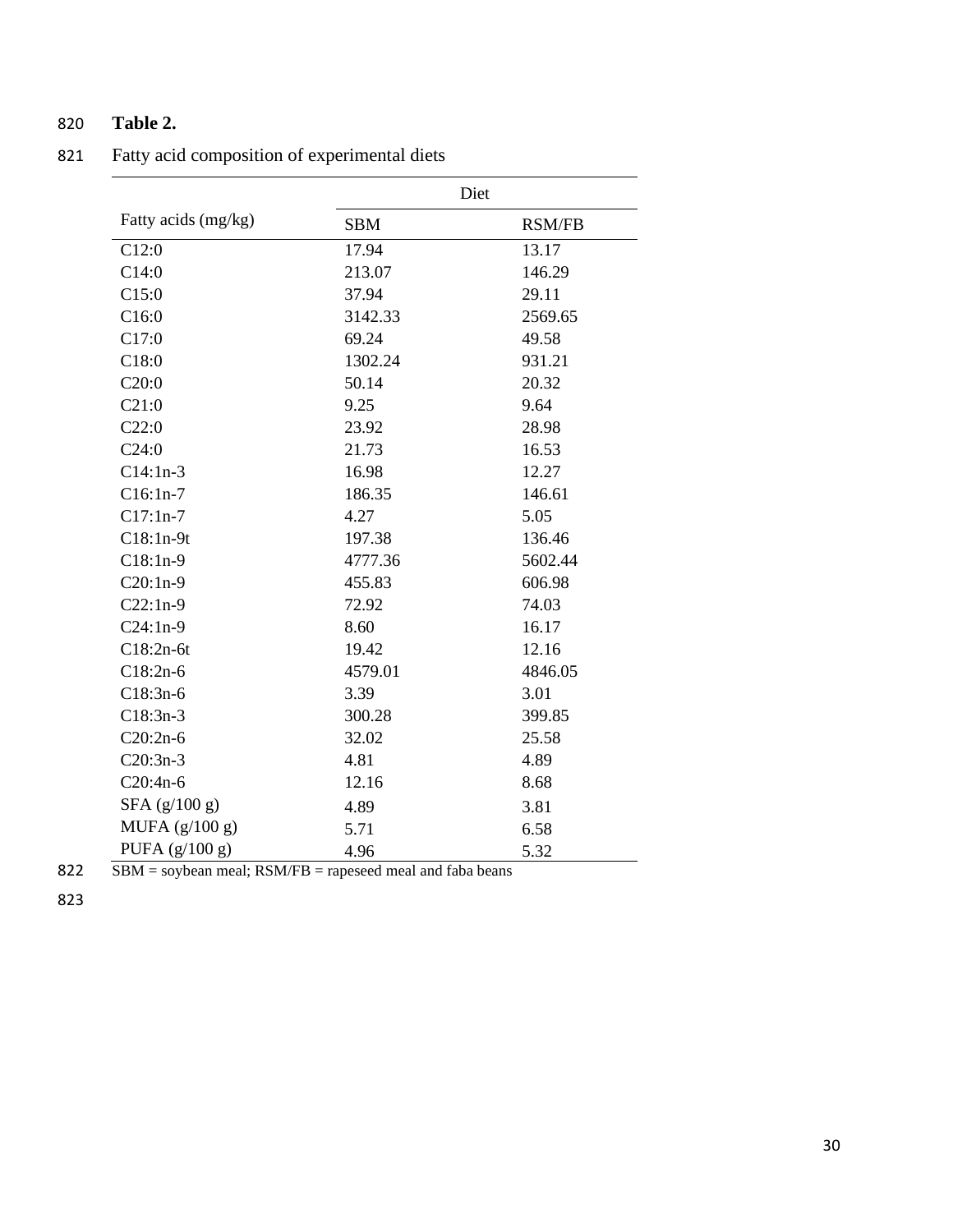**Table 2.**

Fatty acid composition of experimental diets

| Fatty acids (mg/kg) | Diet | |
|---|---|---|
| | SBM | RSM/FB |
| C12:0 | 17.94 | 13.17 |
| C14:0 | 213.07 | 146.29 |
| C15:0 | 37.94 | 29.11 |
| C16:0 | 3142.33 | 2569.65 |
| C17:0 | 69.24 | 49.58 |
| C18:0 | 1302.24 | 931.21 |
| C20:0 | 50.14 | 20.32 |
| C21:0 | 9.25 | 9.64 |
| C22:0 | 23.92 | 28.98 |
| C24:0 | 21.73 | 16.53 |
| C14:1n-3 | 16.98 | 12.27 |
| C16:1n-7 | 186.35 | 146.61 |
| C17:1n-7 | 4.27 | 5.05 |
| C18:1n-9t | 197.38 | 136.46 |
| C18:1n-9 | 4777.36 | 5602.44 |
| C20:1n-9 | 455.83 | 606.98 |
| C22:1n-9 | 72.92 | 74.03 |
| C24:1n-9 | 8.60 | 16.17 |
| C18:2n-6t | 19.42 | 12.16 |
| C18:2n-6 | 4579.01 | 4846.05 |
| C18:3n-6 | 3.39 | 3.01 |
| C18:3n-3 | 300.28 | 399.85 |
| C20:2n-6 | 32.02 | 25.58 |
| C20:3n-3 | 4.81 | 4.89 |
| C20:4n-6 | 12.16 | 8.68 |
| SFA (g/100 g) | 4.89 | 3.81 |
| MUFA (g/100 g) | 5.71 | 6.58 |
| PUFA (g/100 g) | 4.96 | 5.32 |

SBM = soybean meal; RSM/FB = rapeseed meal and faba beans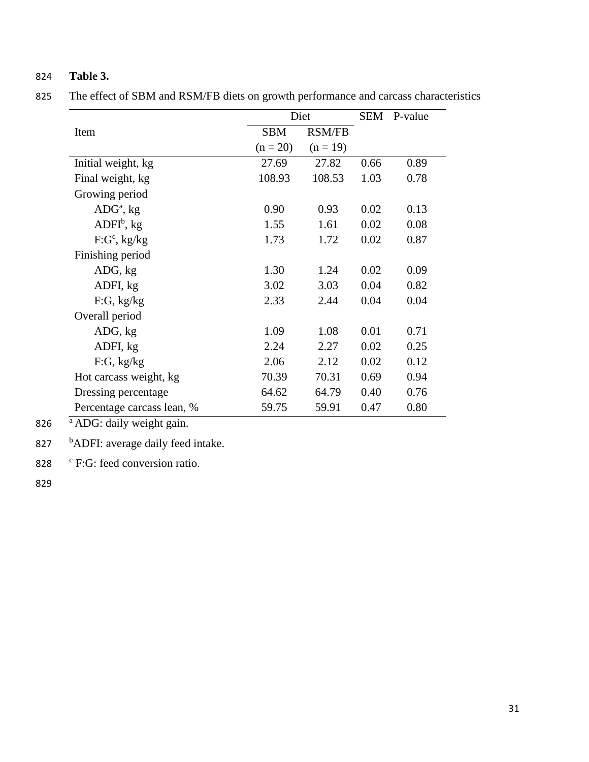**Table 3.**

The effect of SBM and RSM/FB diets on growth performance and carcass characteristics

| Item | Diet | | SEM | P-value |
|---|---|---|---|---|
| | SBM (n = 20) | RSM/FB (n = 19) | | |
| Initial weight, kg | 27.69 | 27.82 | 0.66 | 0.89 |
| Final weight, kg | 108.93 | 108.53 | 1.03 | 0.78 |
| Growing period | | | | |
| ADG[a], kg | 0.90 | 0.93 | 0.02 | 0.13 |
| ADFI[b], kg | 1.55 | 1.61 | 0.02 | 0.08 |
| F:G[c], kg/kg | 1.73 | 1.72 | 0.02 | 0.87 |
| Finishing period | | | | |
| ADG, kg | 1.30 | 1.24 | 0.02 | 0.09 |
| ADFI, kg | 3.02 | 3.03 | 0.04 | 0.82 |
| F:G, kg/kg | 2.33 | 2.44 | 0.04 | 0.04 |
| Overall period | | | | |
| ADG, kg | 1.09 | 1.08 | 0.01 | 0.71 |
| ADFI, kg | 2.24 | 2.27 | 0.02 | 0.25 |
| F:G, kg/kg | 2.06 | 2.12 | 0.02 | 0.12 |
| Hot carcass weight, kg | 70.39 | 70.31 | 0.69 | 0.94 |
| Dressing percentage | 64.62 | 64.79 | 0.40 | 0.76 |
| Percentage carcass lean, % | 59.75 | 59.91 | 0.47 | 0.80 |

[a] ADG: daily weight gain.

[b] ADFI: average daily feed intake.

[c] F:G: feed conversion ratio.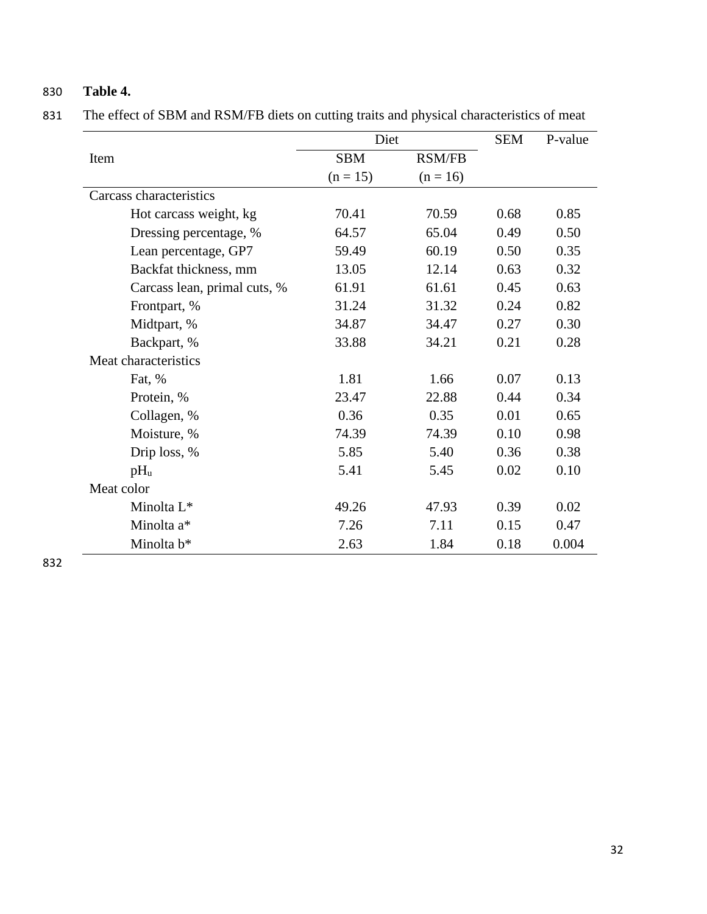**Table 4.**

The effect of SBM and RSM/FB diets on cutting traits and physical characteristics of meat

| Item | Diet | | SEM | P-value |
|---|---|---|---|---|
| | SBM (n = 15) | RSM/FB (n = 16) | | |
| Carcass characteristics | | | | |
| Hot carcass weight, kg | 70.41 | 70.59 | 0.68 | 0.85 |
| Dressing percentage, % | 64.57 | 65.04 | 0.49 | 0.50 |
| Lean percentage, GP7 | 59.49 | 60.19 | 0.50 | 0.35 |
| Backfat thickness, mm | 13.05 | 12.14 | 0.63 | 0.32 |
| Carcass lean, primal cuts, % | 61.91 | 61.61 | 0.45 | 0.63 |
| Frontpart, % | 31.24 | 31.32 | 0.24 | 0.82 |
| Midtpart, % | 34.87 | 34.47 | 0.27 | 0.30 |
| Backpart, % | 33.88 | 34.21 | 0.21 | 0.28 |
| Meat characteristics | | | | |
| Fat, % | 1.81 | 1.66 | 0.07 | 0.13 |
| Protein, % | 23.47 | 22.88 | 0.44 | 0.34 |
| Collagen, % | 0.36 | 0.35 | 0.01 | 0.65 |
| Moisture, % | 74.39 | 74.39 | 0.10 | 0.98 |
| Drip loss, % | 5.85 | 5.40 | 0.36 | 0.38 |
| $pH_u$ | 5.41 | 5.45 | 0.02 | 0.10 |
| Meat color | | | | |
| Minolta L* | 49.26 | 47.93 | 0.39 | 0.02 |
| Minolta a* | 7.26 | 7.11 | 0.15 | 0.47 |
| Minolta b* | 2.63 | 1.84 | 0.18 | 0.004 |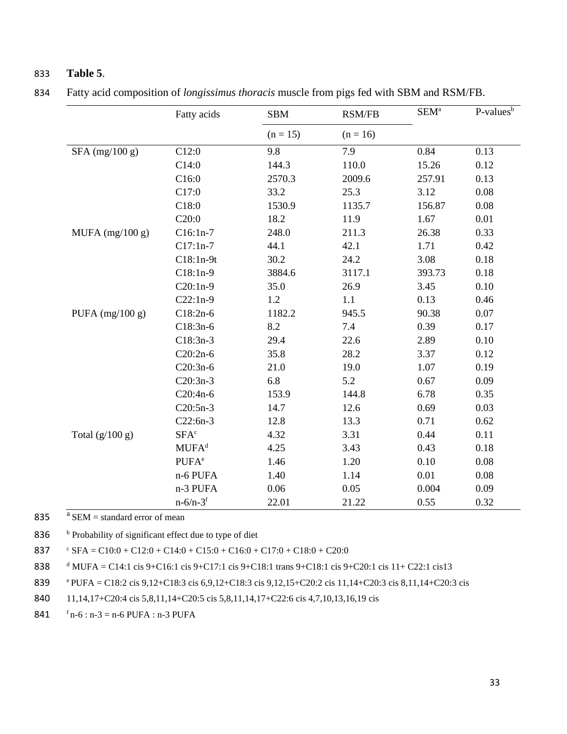**Table 5**.

Fatty acid composition of *longissimus thoracis* muscle from pigs fed with SBM and RSM/FB.

| | Fatty acids | SBM | RSM/FB | SEM[a] | P-values[b] |
|---|---|---|---|---|---|
| | | (n = 15) | (n = 16) | | |
| SFA (mg/100 g) | C12:0 | 9.8 | 7.9 | 0.84 | 0.13 |
| | C14:0 | 144.3 | 110.0 | 15.26 | 0.12 |
| | C16:0 | 2570.3 | 2009.6 | 257.91 | 0.13 |
| | C17:0 | 33.2 | 25.3 | 3.12 | 0.08 |
| | C18:0 | 1530.9 | 1135.7 | 156.87 | 0.08 |
| | C20:0 | 18.2 | 11.9 | 1.67 | 0.01 |
| MUFA (mg/100 g) | C16:1n-7 | 248.0 | 211.3 | 26.38 | 0.33 |
| | C17:1n-7 | 44.1 | 42.1 | 1.71 | 0.42 |
| | C18:1n-9t | 30.2 | 24.2 | 3.08 | 0.18 |
| | C18:1n-9 | 3884.6 | 3117.1 | 393.73 | 0.18 |
| | C20:1n-9 | 35.0 | 26.9 | 3.45 | 0.10 |
| | C22:1n-9 | 1.2 | 1.1 | 0.13 | 0.46 |
| PUFA (mg/100 g) | C18:2n-6 | 1182.2 | 945.5 | 90.38 | 0.07 |
| | C18:3n-6 | 8.2 | 7.4 | 0.39 | 0.17 |
| | C18:3n-3 | 29.4 | 22.6 | 2.89 | 0.10 |
| | C20:2n-6 | 35.8 | 28.2 | 3.37 | 0.12 |
| | C20:3n-6 | 21.0 | 19.0 | 1.07 | 0.19 |
| | C20:3n-3 | 6.8 | 5.2 | 0.67 | 0.09 |
| | C20:4n-6 | 153.9 | 144.8 | 6.78 | 0.35 |
| | C20:5n-3 | 14.7 | 12.6 | 0.69 | 0.03 |
| | C22:6n-3 | 12.8 | 13.3 | 0.71 | 0.62 |
| Total (g/100 g) | SFA[c] | 4.32 | 3.31 | 0.44 | 0.11 |
| | MUFA[d] | 4.25 | 3.43 | 0.43 | 0.18 |
| | PUFA[e] | 1.46 | 1.20 | 0.10 | 0.08 |
| | n-6 PUFA | 1.40 | 1.14 | 0.01 | 0.08 |
| | n-3 PUFA | 0.06 | 0.05 | 0.004 | 0.09 |
| | n-6/n-3[f] | 22.01 | 21.22 | 0.55 | 0.32 |

[a] SEM = standard error of mean

[b] Probability of significant effect due to type of diet

[c] SFA = C10:0 + C12:0 + C14:0 + C15:0 + C16:0 + C17:0 + C18:0 + C20:0

[d] MUFA = C14:1 cis 9+C16:1 cis 9+C17:1 cis 9+C18:1 trans 9+C18:1 cis 9+C20:1 cis 11+ C22:1 cis13

[e] PUFA = C18:2 cis 9,12+C18:3 cis 6,9,12+C18:3 cis 9,12,15+C20:2 cis 11,14+C20:3 cis 8,11,14+C20:3 cis 11,14,17+C20:4 cis 5,8,11,14+C20:5 cis 5,8,11,14,17+C22:6 cis 4,7,10,13,16,19 cis

[f] n-6 : n-3 = n-6 PUFA : n-3 PUFA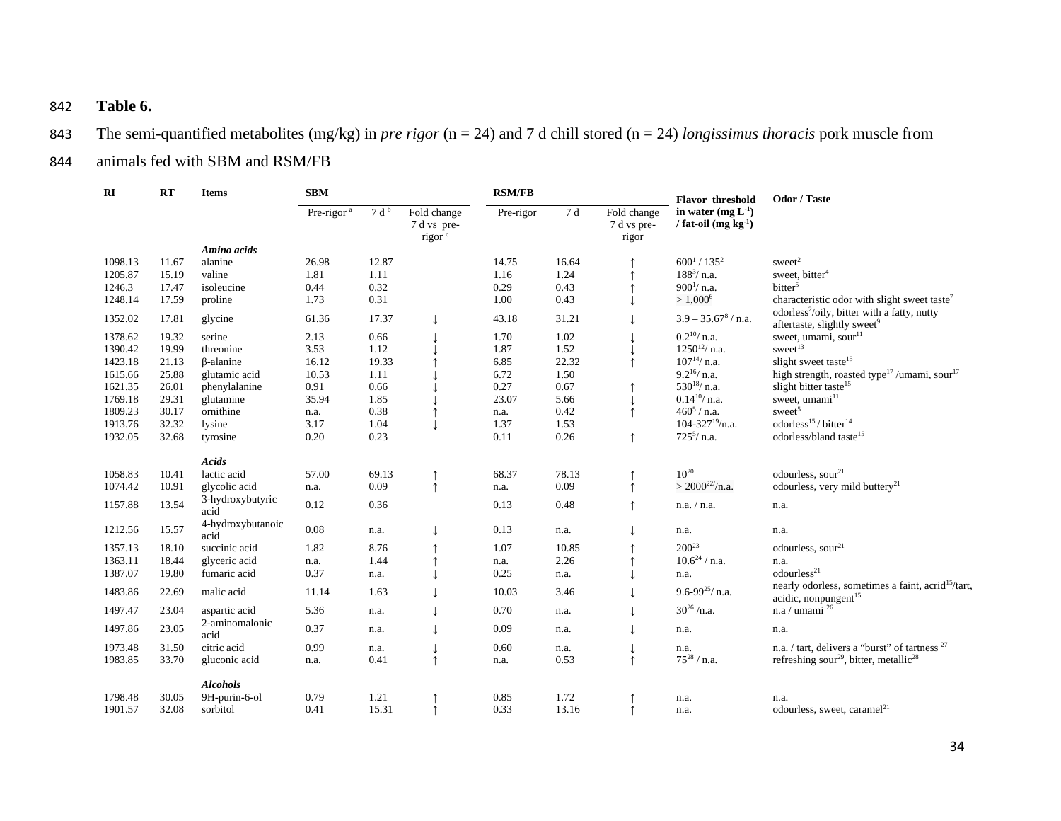**Table 6.**

The semi-quantified metabolites (mg/kg) in *pre rigor* (n = 24) and 7 d chill stored (n = 24) *longissimus thoracis* pork muscle from animals fed with SBM and RSM/FB

| RI | RT | Items | SBM | | | RSM/FB | | | Flavor threshold in water (mg $L^{-1}$) / fat-oil (mg $kg^{-1}$) | Odor / Taste |
|---|---|---|---|---|---|---|---|---|---|---|
| | | | Pre-rigor [a] | 7 d [b] | Fold change 7 d vs pre-rigor [c] | Pre-rigor | 7 d | Fold change 7 d vs pre-rigor | | |
| | | ***Amino acids*** | | | | | | | | |
| 1098.13 | 11.67 | alanine | 26.98 | 12.87 | | 14.75 | 16.64 | ↑ | 600[1] / 135[2] | sweet[2] |
| 1205.87 | 15.19 | valine | 1.81 | 1.11 | | 1.16 | 1.24 | ↑ | 188[3]/ n.a. | sweet, bitter[4] |
| 1246.3 | 17.47 | isoleucine | 0.44 | 0.32 | | 0.29 | 0.43 | ↑ | 900[1]/ n.a. | bitter[5] |
| 1248.14 | 17.59 | proline | 1.73 | 0.31 | | 1.00 | 0.43 | ↓ | > 1,000[6] | characteristic odor with slight sweet taste[7] |
| 1352.02 | 17.81 | glycine | 61.36 | 17.37 | ↓ | 43.18 | 31.21 | ↓ | 3.9 – 35.67[8] / n.a. | odorless[2]/oily, bitter with a fatty, nutty aftertaste, slightly sweet[9] |
| 1378.62 | 19.32 | serine | 2.13 | 0.66 | ↓ | 1.70 | 1.02 | ↓ | 0.2[10]/ n.a. | sweet, umami, sour[11] |
| 1390.42 | 19.99 | threonine | 3.53 | 1.12 | ↓ | 1.87 | 1.52 | ↓ | 1250[12]/ n.a. | sweet[13] |
| 1423.18 | 21.13 | β-alanine | 16.12 | 19.33 | ↑ | 6.85 | 22.32 | ↑ | 107[14]/ n.a. | slight sweet taste[15] |
| 1615.66 | 25.88 | glutamic acid | 10.53 | 1.11 | ↓ | 6.72 | 1.50 | ↓ | 9.2[16]/ n.a. | high strength, roasted type[17] /umami, sour[17] |
| 1621.35 | 26.01 | phenylalanine | 0.91 | 0.66 | ↓ | 0.27 | 0.67 | ↑ | 530[18]/ n.a. | slight bitter taste[15] |
| 1769.18 | 29.31 | glutamine | 35.94 | 1.85 | ↓ | 23.07 | 5.66 | ↓ | 0.14[10]/ n.a. | sweet, umami[11] |
| 1809.23 | 30.17 | ornithine | n.a. | 0.38 | ↑ | n.a. | 0.42 | ↑ | 460[5] / n.a. | sweet[5] |
| 1913.76 | 32.32 | lysine | 3.17 | 1.04 | ↓ | 1.37 | 1.53 | | 104-327[19]/n.a. | odorless[15] / bitter[14] |
| 1932.05 | 32.68 | tyrosine | 0.20 | 0.23 | | 0.11 | 0.26 | ↑ | 725[5]/ n.a. | odorless/bland taste[15] |
| | | ***Acids*** | | | | | | | | |
| 1058.83 | 10.41 | lactic acid | 57.00 | 69.13 | ↑ | 68.37 | 78.13 | ↑ | 10[20] | odourless, sour[21] |
| 1074.42 | 10.91 | glycolic acid | n.a. | 0.09 | ↑ | n.a. | 0.09 | ↑ | > 2000[22]/n.a. | odourless, very mild buttery[21] |
| 1157.88 | 13.54 | 3-hydroxybutyric acid | 0.12 | 0.36 | | 0.13 | 0.48 | ↑ | n.a. / n.a. | n.a. |
| 1212.56 | 15.57 | 4-hydroxybutanoic acid | 0.08 | n.a. | ↓ | 0.13 | n.a. | ↓ | n.a. | n.a. |
| 1357.13 | 18.10 | succinic acid | 1.82 | 8.76 | ↑ | 1.07 | 10.85 | ↑ | 200[23] | odourless, sour[21] |
| 1363.11 | 18.44 | glyceric acid | n.a. | 1.44 | ↑ | n.a. | 2.26 | ↑ | 10.6[24] / n.a. | n.a. |
| 1387.07 | 19.80 | fumaric acid | 0.37 | n.a. | ↓ | 0.25 | n.a. | ↓ | n.a. | odourless[21] |
| 1483.86 | 22.69 | malic acid | 11.14 | 1.63 | ↓ | 10.03 | 3.46 | ↓ | 9.6-99[25]/ n.a. | nearly odorless, sometimes a faint, acrid[15]/tart, acidic, nonpungent[15] |
| 1497.47 | 23.04 | aspartic acid | 5.36 | n.a. | ↓ | 0.70 | n.a. | ↓ | 30[26] /n.a. | n.a / umami [26] |
| 1497.86 | 23.05 | 2-aminomalonic acid | 0.37 | n.a. | ↓ | 0.09 | n.a. | ↓ | n.a. | n.a. |
| 1973.48 | 31.50 | citric acid | 0.99 | n.a. | ↓ | 0.60 | n.a. | ↓ | n.a. | n.a. / tart, delivers a "burst" of tartness [27] |
| 1983.85 | 33.70 | gluconic acid | n.a. | 0.41 | ↑ | n.a. | 0.53 | ↑ | 75[28] / n.a. | refreshing sour[29], bitter, metallic[28] |
| | | ***Alcohols*** | | | | | | | | |
| 1798.48 | 30.05 | 9H-purin-6-ol | 0.79 | 1.21 | ↑ | 0.85 | 1.72 | ↑ | n.a. | n.a. |
| 1901.57 | 32.08 | sorbitol | 0.41 | 15.31 | ↑ | 0.33 | 13.16 | ↑ | n.a. | odourless, sweet, caramel[21] |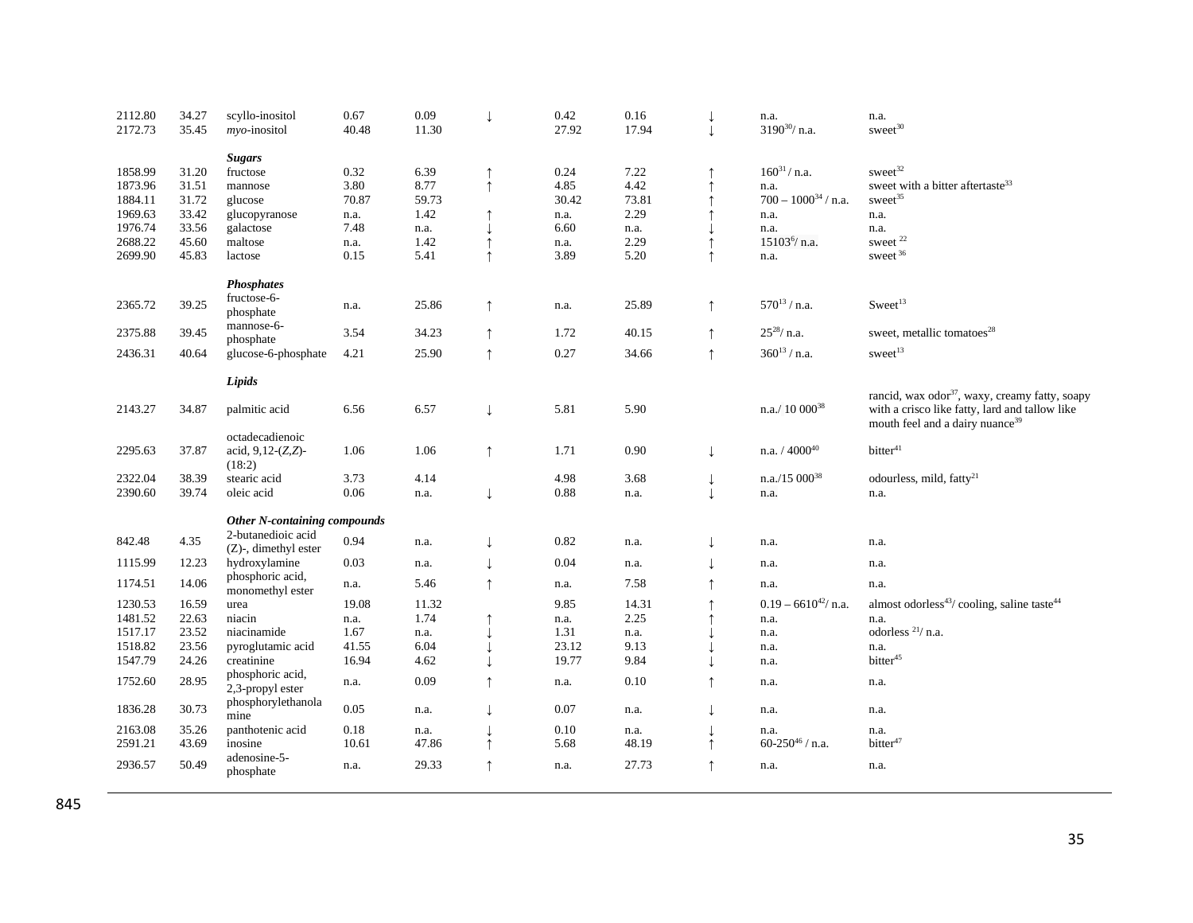| | | | | | | | | | | |
|---|---|---|---|---|---|---|---|---|---|---|
| 2112.80 | 34.27 | scyllo-inositol | 0.67 | 0.09 | ↓ | 0.42 | 0.16 | ↓ | n.a. | n.a. |
| 2172.73 | 35.45 | *myo*-inositol | 40.48 | 11.30 | | 27.92 | 17.94 | ↓ | 3190[30]/ n.a. | sweet[30] |
| | | ***Sugars*** | | | | | | | | |
| 1858.99 | 31.20 | fructose | 0.32 | 6.39 | ↑ | 0.24 | 7.22 | ↑ | 160[31] / n.a. | sweet[32] |
| 1873.96 | 31.51 | mannose | 3.80 | 8.77 | ↑ | 4.85 | 4.42 | ↑ | n.a. | sweet with a bitter aftertaste[33] |
| 1884.11 | 31.72 | glucose | 70.87 | 59.73 | | 30.42 | 73.81 | ↑ | 700 – 1000[34] / n.a. | sweet[35] |
| 1969.63 | 33.42 | glucopyranose | n.a. | 1.42 | ↑ | n.a. | 2.29 | ↑ | n.a. | n.a. |
| 1976.74 | 33.56 | galactose | 7.48 | n.a. | ↓ | 6.60 | n.a. | ↓ | n.a. | n.a. |
| 2688.22 | 45.60 | maltose | n.a. | 1.42 | ↑ | n.a. | 2.29 | ↑ | 15103[6]/ n.a. | sweet [22] |
| 2699.90 | 45.83 | lactose | 0.15 | 5.41 | ↑ | 3.89 | 5.20 | ↑ | n.a. | sweet [36] |
| | | ***Phosphates*** | | | | | | | | |
| 2365.72 | 39.25 | fructose-6-phosphate | n.a. | 25.86 | ↑ | n.a. | 25.89 | ↑ | 570[13] / n.a. | Sweet[13] |
| 2375.88 | 39.45 | mannose-6-phosphate | 3.54 | 34.23 | ↑ | 1.72 | 40.15 | ↑ | 25[28]/ n.a. | sweet, metallic tomatoes[28] |
| 2436.31 | 40.64 | glucose-6-phosphate | 4.21 | 25.90 | ↑ | 0.27 | 34.66 | ↑ | 360[13] / n.a. | sweet[13] |
| | | ***Lipids*** | | | | | | | | |
| 2143.27 | 34.87 | palmitic acid | 6.56 | 6.57 | ↓ | 5.81 | 5.90 | | n.a./ 10 000[38] | rancid, wax odor[37], waxy, creamy fatty, soapy with a crisco like fatty, lard and tallow like mouth feel and a dairy nuance[39] |
| 2295.63 | 37.87 | octadecadienoic acid, 9,12-(*Z,Z*)- (18:2) | 1.06 | 1.06 | ↑ | 1.71 | 0.90 | ↓ | n.a. / 4000[40] | bitter[41] |
| 2322.04 | 38.39 | stearic acid | 3.73 | 4.14 | | 4.98 | 3.68 | ↓ | n.a./15 000[38] | odourless, mild, fatty[21] |
| 2390.60 | 39.74 | oleic acid | 0.06 | n.a. | ↓ | 0.88 | n.a. | ↓ | n.a. | n.a. |
| | | ***Other N-containing compounds*** | | | | | | | | |
| 842.48 | 4.35 | 2-butanedioic acid (Z)-, dimethyl ester | 0.94 | n.a. | ↓ | 0.82 | n.a. | ↓ | n.a. | n.a. |
| 1115.99 | 12.23 | hydroxylamine | 0.03 | n.a. | ↓ | 0.04 | n.a. | ↓ | n.a. | n.a. |
| 1174.51 | 14.06 | phosphoric acid, monomethyl ester | n.a. | 5.46 | ↑ | n.a. | 7.58 | ↑ | n.a. | n.a. |
| 1230.53 | 16.59 | urea | 19.08 | 11.32 | | 9.85 | 14.31 | ↑ | 0.19 – 6610[42]/ n.a. | almost odorless[43]/ cooling, saline taste[44] |
| 1481.52 | 22.63 | niacin | n.a. | 1.74 | ↑ | n.a. | 2.25 | ↑ | n.a. | n.a. |
| 1517.17 | 23.52 | niacinamide | 1.67 | n.a. | ↓ | 1.31 | n.a. | ↓ | n.a. | odorless [21]/ n.a. |
| 1518.82 | 23.56 | pyroglutamic acid | 41.55 | 6.04 | ↓ | 23.12 | 9.13 | ↓ | n.a. | n.a. |
| 1547.79 | 24.26 | creatinine | 16.94 | 4.62 | ↓ | 19.77 | 9.84 | ↓ | n.a. | bitter[45] |
| 1752.60 | 28.95 | phosphoric acid, 2,3-propyl ester | n.a. | 0.09 | ↑ | n.a. | 0.10 | ↑ | n.a. | n.a. |
| 1836.28 | 30.73 | phosphorylethanolamine | 0.05 | n.a. | ↓ | 0.07 | n.a. | ↓ | n.a. | n.a. |
| 2163.08 | 35.26 | panthotenic acid | 0.18 | n.a. | ↓ | 0.10 | n.a. | ↓ | n.a. | n.a. |
| 2591.21 | 43.69 | inosine | 10.61 | 47.86 | ↑ | 5.68 | 48.19 | ↑ | 60-250[46] / n.a. | bitter[47] |
| 2936.57 | 50.49 | adenosine-5-phosphate | n.a. | 29.33 | ↑ | n.a. | 27.73 | ↑ | n.a. | n.a. |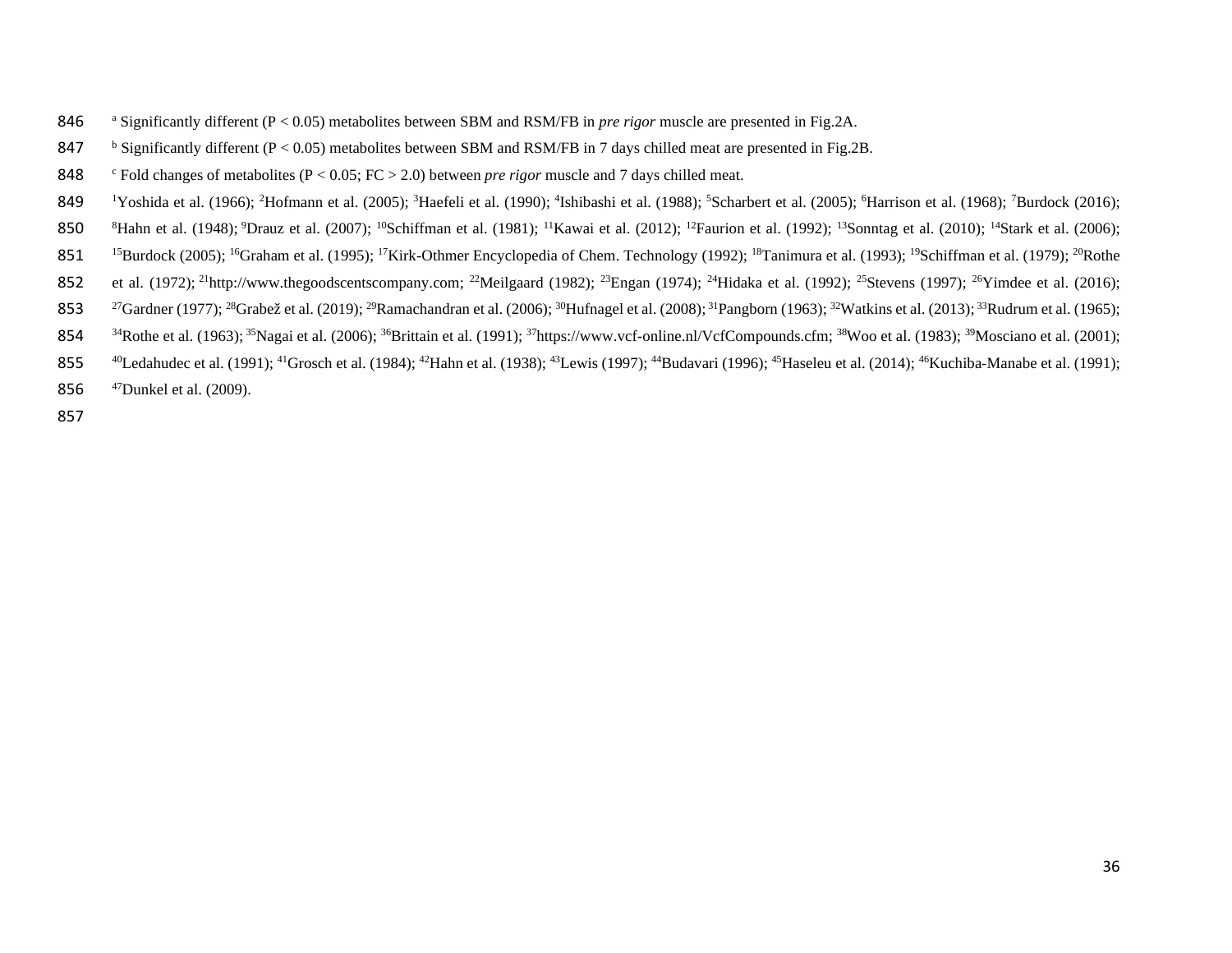[a] Significantly different ($P < 0.05$) metabolites between SBM and RSM/FB in *pre rigor* muscle are presented in Fig.2A.

[b] Significantly different ($P < 0.05$) metabolites between SBM and RSM/FB in 7 days chilled meat are presented in Fig.2B.

[c] Fold changes of metabolites ($P < 0.05$; $FC > 2.0$) between *pre rigor* muscle and 7 days chilled meat.

[1]Yoshida et al. (1966); [2]Hofmann et al. (2005); [3]Haefeli et al. (1990); [4]Ishibashi et al. (1988); [5]Scharbert et al. (2005); [6]Harrison et al. (1968); [7]Burdock (2016); [8]Hahn et al. (1948); [9]Drauz et al. (2007); [10]Schiffman et al. (1981); [11]Kawai et al. (2012); [12]Faurion et al. (1992); [13]Sonntag et al. (2010); [14]Stark et al. (2006); [15]Burdock (2005); [16]Graham et al. (1995); [17]Kirk-Othmer Encyclopedia of Chem. Technology (1992); [18]Tanimura et al. (1993); [19]Schiffman et al. (1979); [20]Rothe et al. (1972); [21]http://www.thegoodscentscompany.com; [22]Meilgaard (1982); [23]Engan (1974); [24]Hidaka et al. (1992); [25]Stevens (1997); [26]Yimdee et al. (2016); [27]Gardner (1977); [28]Grabež et al. (2019); [29]Ramachandran et al. (2006); [30]Hufnagel et al. (2008); [31]Pangborn (1963); [32]Watkins et al. (2013); [33]Rudrum et al. (1965); [34]Rothe et al. (1963); [35]Nagai et al. (2006); [36]Brittain et al. (1991); [37]https://www.vcf-online.nl/VcfCompounds.cfm; [38]Woo et al. (1983); [39]Mosciano et al. (2001); [40]Ledahudec et al. (1991); [41]Grosch et al. (1984); [42]Hahn et al. (1938); [43]Lewis (1997); [44]Budavari (1996); [45]Haseleu et al. (2014); [46]Kuchiba-Manabe et al. (1991); [47]Dunkel et al. (2009).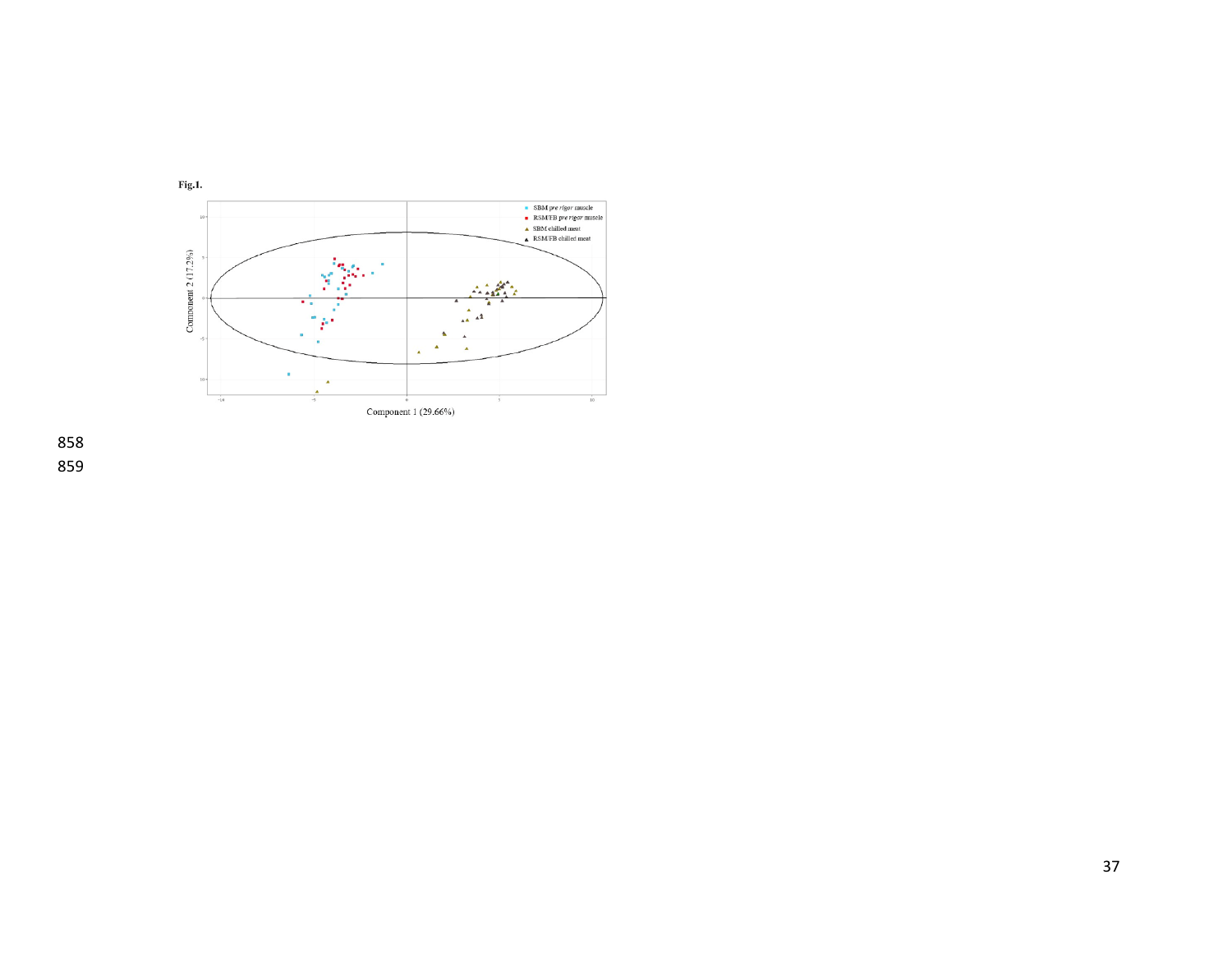**Fig.1.**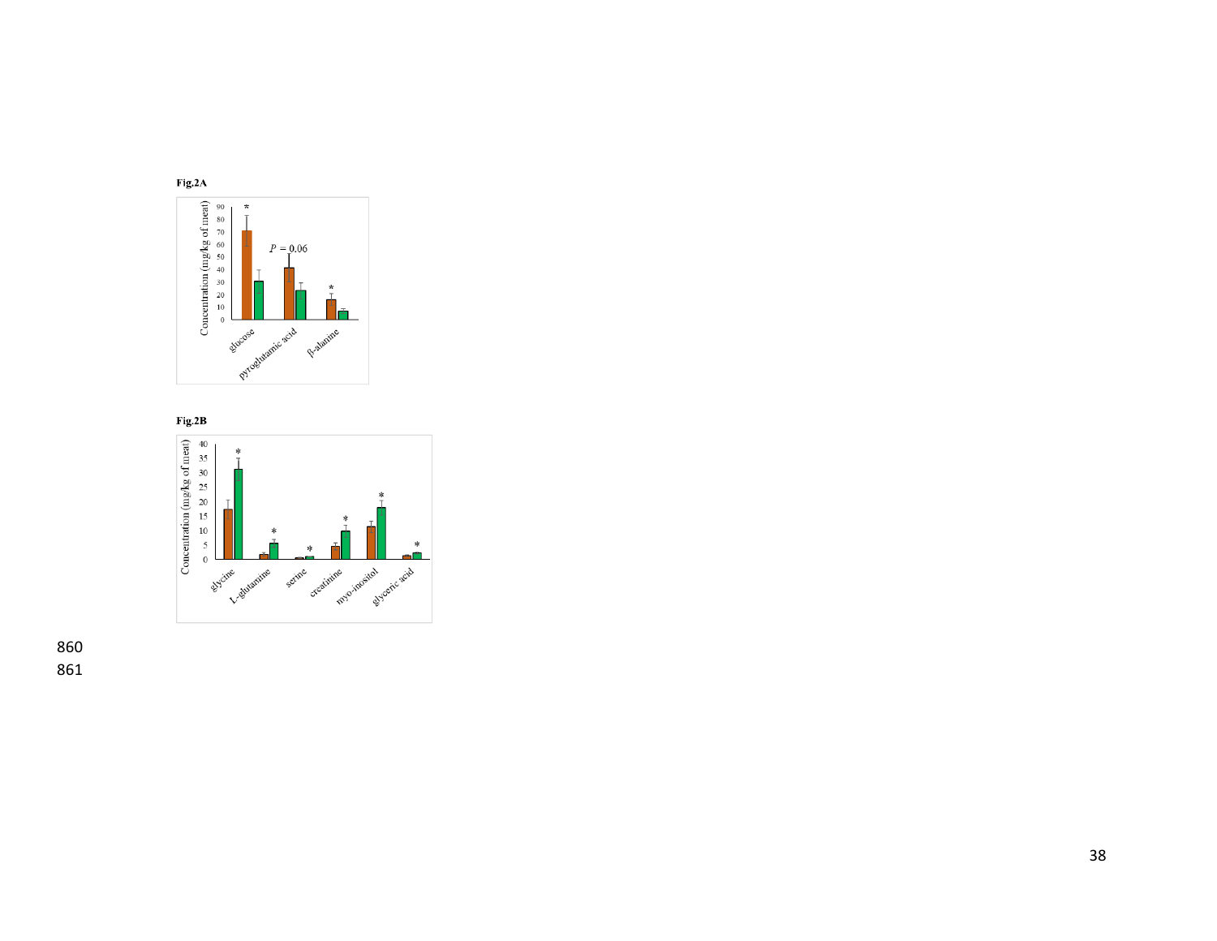**Fig.2A**

**Fig.2B**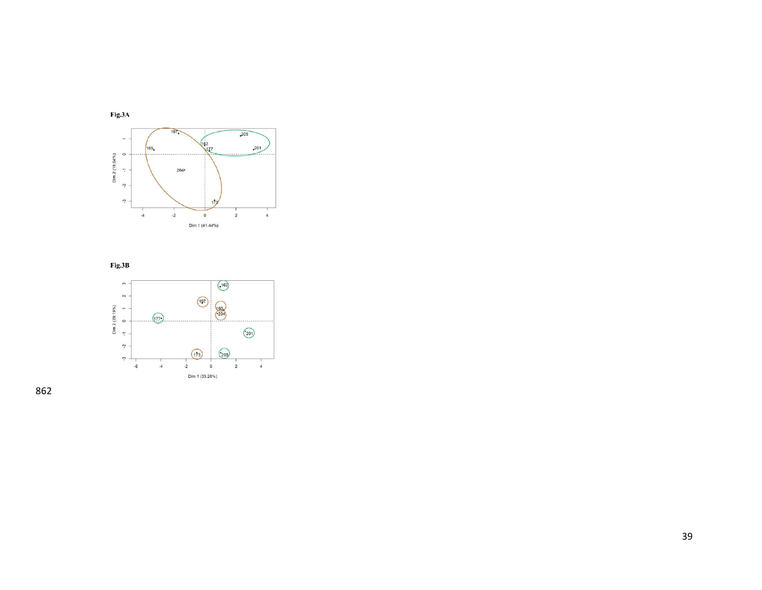Fig.3A

197
205
162
165
177
201
204
173

Dim 2 (18.04%)

Dim 1 (41.44%)

-4
-2
0
2
4

1
0
-1
-2
-3

Fig.3B

162
197
165
177
204
201
173
205

Dim 2 (29.19%)

Dim 1 (33.26%)

-6
-4
-2
0
2
4

3
2
1
0
-1
-2
-3

862